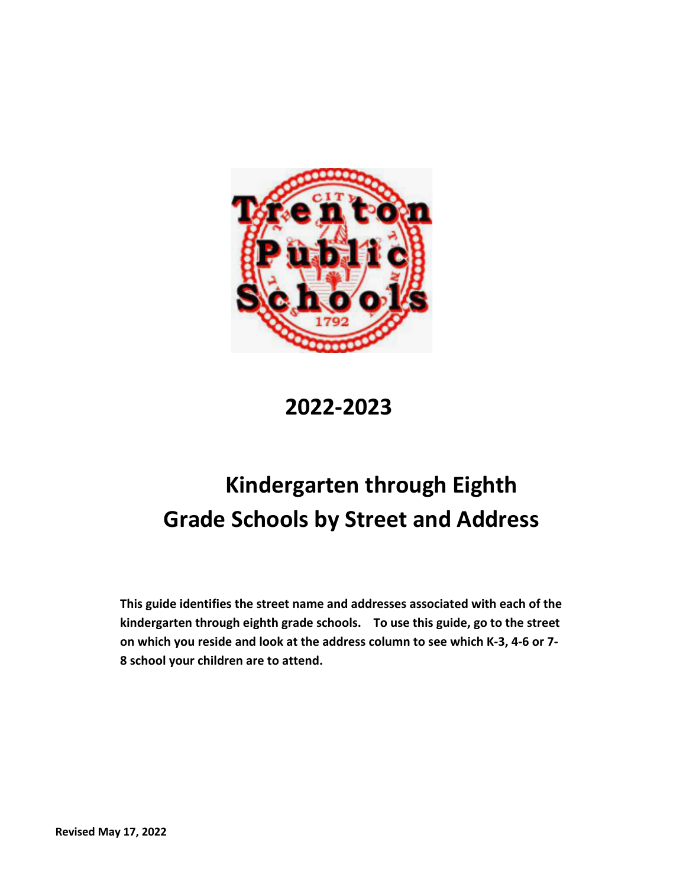# 2022-2023

# Kindergarten through Eighth Grade Schools by Street and Address

**This guide identifies the street name and addresses associated with each of the kindergarten through eighth grade schools. To use this guide, go to the street on which you reside and look at the address column to see which K-3, 4-6 or 7-8 school your children are to attend.**

**Revised May 17, 2022**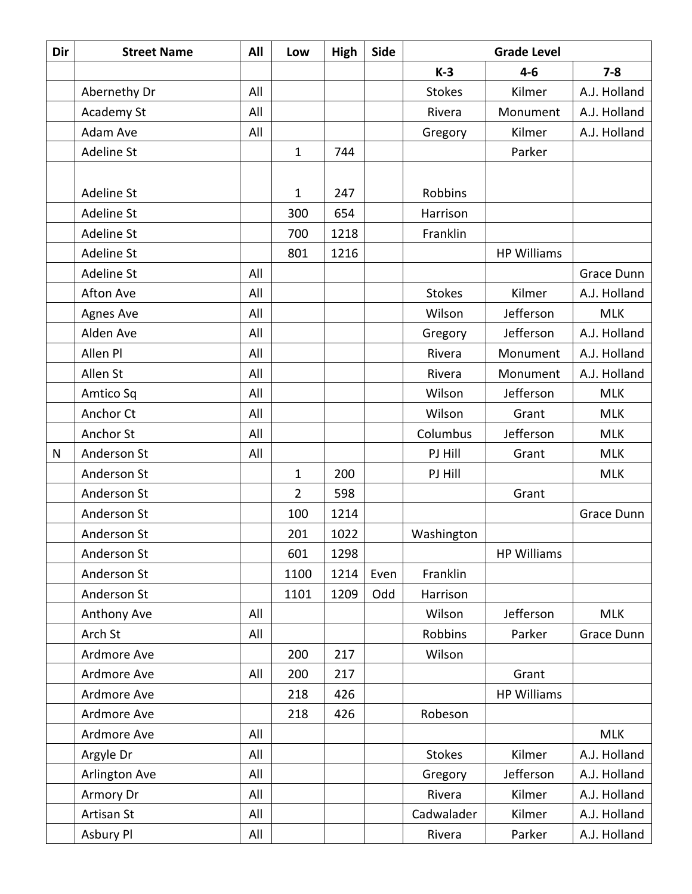| Dir | Street Name | All | Low | High | Side | Grade Level | | |
|---|---|---|---|---|---|---|---|---|
| | | | | | | K-3 | 4-6 | 7-8 |
| | Abernethy Dr | All | | | | Stokes | Kilmer | A.J. Holland |
| | Academy St | All | | | | Rivera | Monument | A.J. Holland |
| | Adam Ave | All | | | | Gregory | Kilmer | A.J. Holland |
| | Adeline St | | 1 | 744 | | | Parker | |
| | Adeline St | | 1 | 247 | | Robbins | | |
| | Adeline St | | 300 | 654 | | Harrison | | |
| | Adeline St | | 700 | 1218 | | Franklin | | |
| | Adeline St | | 801 | 1216 | | | HP Williams | |
| | Adeline St | All | | | | | | Grace Dunn |
| | Afton Ave | All | | | | Stokes | Kilmer | A.J. Holland |
| | Agnes Ave | All | | | | Wilson | Jefferson | MLK |
| | Alden Ave | All | | | | Gregory | Jefferson | A.J. Holland |
| | Allen Pl | All | | | | Rivera | Monument | A.J. Holland |
| | Allen St | All | | | | Rivera | Monument | A.J. Holland |
| | Amtico Sq | All | | | | Wilson | Jefferson | MLK |
| | Anchor Ct | All | | | | Wilson | Grant | MLK |
| | Anchor St | All | | | | Columbus | Jefferson | MLK |
| N | Anderson St | All | | | | PJ Hill | Grant | MLK |
| | Anderson St | | 1 | 200 | | PJ Hill | | MLK |
| | Anderson St | | 2 | 598 | | | Grant | |
| | Anderson St | | 100 | 1214 | | | | Grace Dunn |
| | Anderson St | | 201 | 1022 | | Washington | | |
| | Anderson St | | 601 | 1298 | | | HP Williams | |
| | Anderson St | | 1100 | 1214 | Even | Franklin | | |
| | Anderson St | | 1101 | 1209 | Odd | Harrison | | |
| | Anthony Ave | All | | | | Wilson | Jefferson | MLK |
| | Arch St | All | | | | Robbins | Parker | Grace Dunn |
| | Ardmore Ave | | 200 | 217 | | Wilson | | |
| | Ardmore Ave | All | 200 | 217 | | | Grant | |
| | Ardmore Ave | | 218 | 426 | | | HP Williams | |
| | Ardmore Ave | | 218 | 426 | | Robeson | | |
| | Ardmore Ave | All | | | | | | MLK |
| | Argyle Dr | All | | | | Stokes | Kilmer | A.J. Holland |
| | Arlington Ave | All | | | | Gregory | Jefferson | A.J. Holland |
| | Armory Dr | All | | | | Rivera | Kilmer | A.J. Holland |
| | Artisan St | All | | | | Cadwalader | Kilmer | A.J. Holland |
| | Asbury Pl | All | | | | Rivera | Parker | A.J. Holland |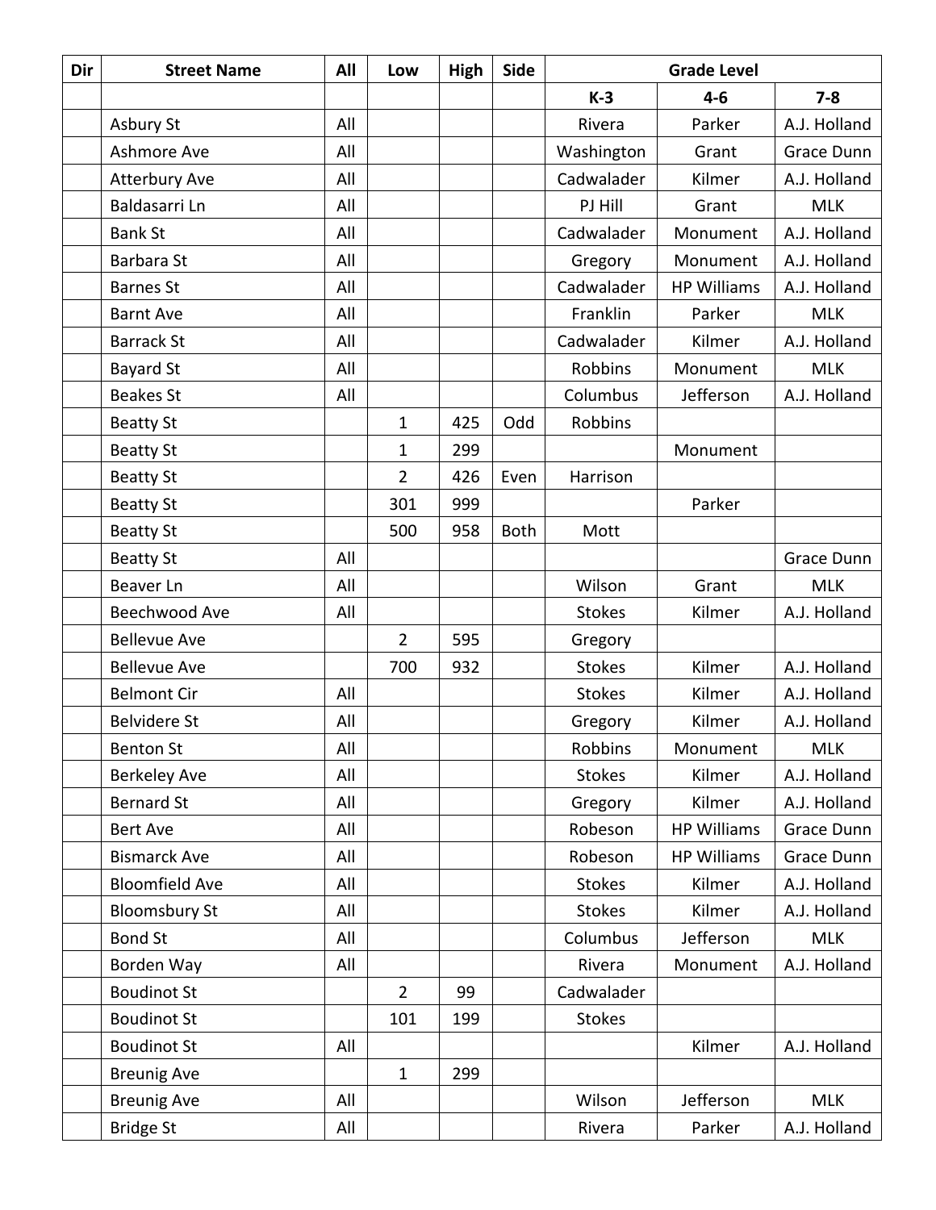| Dir | Street Name | All | Low | High | Side | Grade Level | | |
|---|---|---|---|---|---|---|---|---|
| | | | | | | K-3 | 4-6 | 7-8 |
| | Asbury St | All | | | | Rivera | Parker | A.J. Holland |
| | Ashmore Ave | All | | | | Washington | Grant | Grace Dunn |
| | Atterbury Ave | All | | | | Cadwalader | Kilmer | A.J. Holland |
| | Baldasarri Ln | All | | | | PJ Hill | Grant | MLK |
| | Bank St | All | | | | Cadwalader | Monument | A.J. Holland |
| | Barbara St | All | | | | Gregory | Monument | A.J. Holland |
| | Barnes St | All | | | | Cadwalader | HP Williams | A.J. Holland |
| | Barnt Ave | All | | | | Franklin | Parker | MLK |
| | Barrack St | All | | | | Cadwalader | Kilmer | A.J. Holland |
| | Bayard St | All | | | | Robbins | Monument | MLK |
| | Beakes St | All | | | | Columbus | Jefferson | A.J. Holland |
| | Beatty St | | 1 | 425 | Odd | Robbins | | |
| | Beatty St | | 1 | 299 | | | Monument | |
| | Beatty St | | 2 | 426 | Even | Harrison | | |
| | Beatty St | | 301 | 999 | | | Parker | |
| | Beatty St | | 500 | 958 | Both | Mott | | |
| | Beatty St | All | | | | | | Grace Dunn |
| | Beaver Ln | All | | | | Wilson | Grant | MLK |
| | Beechwood Ave | All | | | | Stokes | Kilmer | A.J. Holland |
| | Bellevue Ave | | 2 | 595 | | Gregory | | |
| | Bellevue Ave | | 700 | 932 | | Stokes | Kilmer | A.J. Holland |
| | Belmont Cir | All | | | | Stokes | Kilmer | A.J. Holland |
| | Belvidere St | All | | | | Gregory | Kilmer | A.J. Holland |
| | Benton St | All | | | | Robbins | Monument | MLK |
| | Berkeley Ave | All | | | | Stokes | Kilmer | A.J. Holland |
| | Bernard St | All | | | | Gregory | Kilmer | A.J. Holland |
| | Bert Ave | All | | | | Robeson | HP Williams | Grace Dunn |
| | Bismarck Ave | All | | | | Robeson | HP Williams | Grace Dunn |
| | Bloomfield Ave | All | | | | Stokes | Kilmer | A.J. Holland |
| | Bloomsbury St | All | | | | Stokes | Kilmer | A.J. Holland |
| | Bond St | All | | | | Columbus | Jefferson | MLK |
| | Borden Way | All | | | | Rivera | Monument | A.J. Holland |
| | Boudinot St | | 2 | 99 | | Cadwalader | | |
| | Boudinot St | | 101 | 199 | | Stokes | | |
| | Boudinot St | All | | | | | Kilmer | A.J. Holland |
| | Breunig Ave | | 1 | 299 | | | | |
| | Breunig Ave | All | | | | Wilson | Jefferson | MLK |
| | Bridge St | All | | | | Rivera | Parker | A.J. Holland |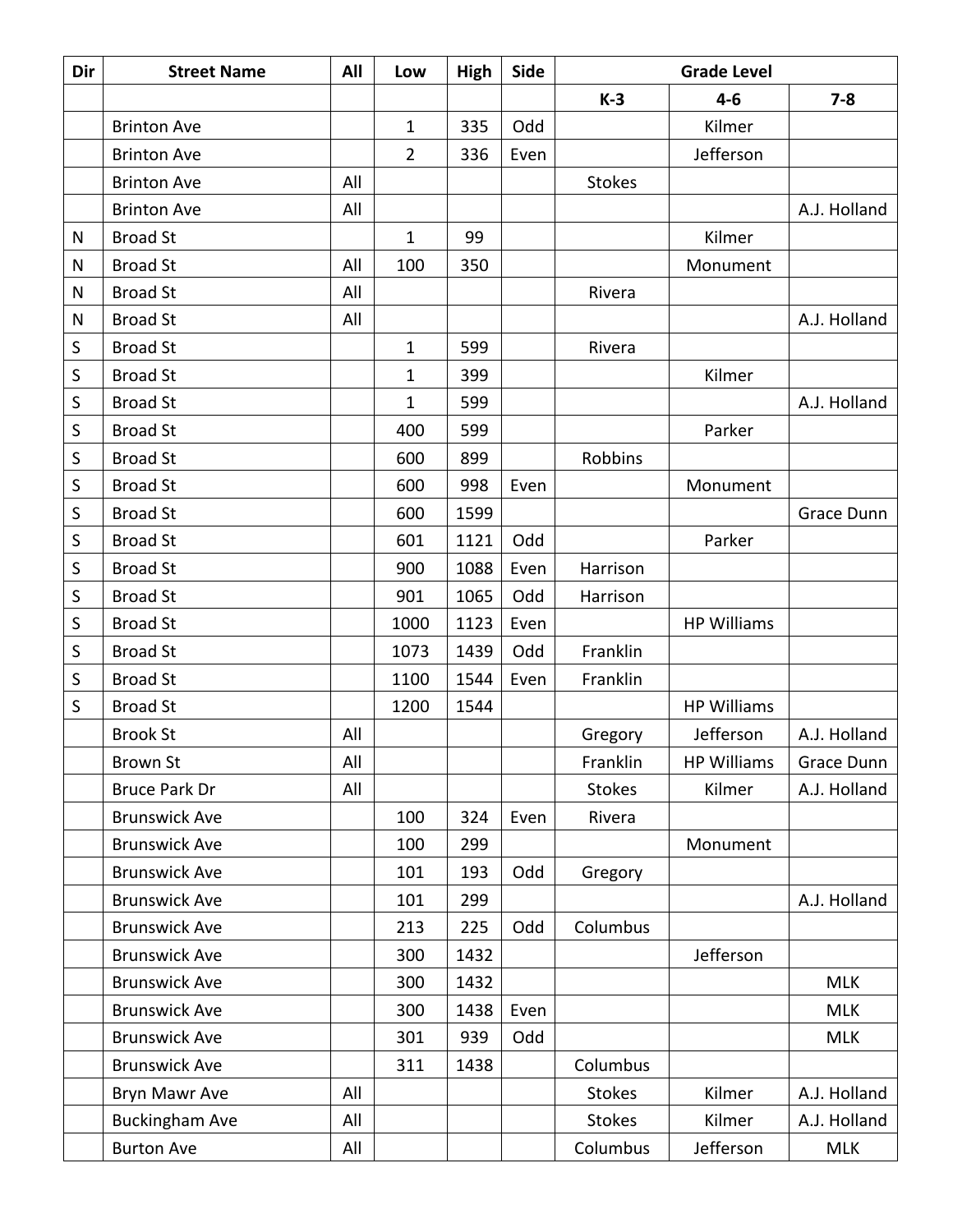| Dir | Street Name | All | Low | High | Side | Grade Level | | |
|---|---|---|---|---|---|---|---|---|
| | | | | | | K-3 | 4-6 | 7-8 |
| | Brinton Ave | | 1 | 335 | Odd | | Kilmer | |
| | Brinton Ave | | 2 | 336 | Even | | Jefferson | |
| | Brinton Ave | All | | | | Stokes | | |
| | Brinton Ave | All | | | | | | A.J. Holland |
| N | Broad St | | 1 | 99 | | | Kilmer | |
| N | Broad St | All | 100 | 350 | | | Monument | |
| N | Broad St | All | | | | Rivera | | |
| N | Broad St | All | | | | | | A.J. Holland |
| S | Broad St | | 1 | 599 | | Rivera | | |
| S | Broad St | | 1 | 399 | | | Kilmer | |
| S | Broad St | | 1 | 599 | | | | A.J. Holland |
| S | Broad St | | 400 | 599 | | | Parker | |
| S | Broad St | | 600 | 899 | | Robbins | | |
| S | Broad St | | 600 | 998 | Even | | Monument | |
| S | Broad St | | 600 | 1599 | | | | Grace Dunn |
| S | Broad St | | 601 | 1121 | Odd | | Parker | |
| S | Broad St | | 900 | 1088 | Even | Harrison | | |
| S | Broad St | | 901 | 1065 | Odd | Harrison | | |
| S | Broad St | | 1000 | 1123 | Even | | HP Williams | |
| S | Broad St | | 1073 | 1439 | Odd | Franklin | | |
| S | Broad St | | 1100 | 1544 | Even | Franklin | | |
| S | Broad St | | 1200 | 1544 | | | HP Williams | |
| | Brook St | All | | | | Gregory | Jefferson | A.J. Holland |
| | Brown St | All | | | | Franklin | HP Williams | Grace Dunn |
| | Bruce Park Dr | All | | | | Stokes | Kilmer | A.J. Holland |
| | Brunswick Ave | | 100 | 324 | Even | Rivera | | |
| | Brunswick Ave | | 100 | 299 | | | Monument | |
| | Brunswick Ave | | 101 | 193 | Odd | Gregory | | |
| | Brunswick Ave | | 101 | 299 | | | | A.J. Holland |
| | Brunswick Ave | | 213 | 225 | Odd | Columbus | | |
| | Brunswick Ave | | 300 | 1432 | | | Jefferson | |
| | Brunswick Ave | | 300 | 1432 | | | | MLK |
| | Brunswick Ave | | 300 | 1438 | Even | | | MLK |
| | Brunswick Ave | | 301 | 939 | Odd | | | MLK |
| | Brunswick Ave | | 311 | 1438 | | Columbus | | |
| | Bryn Mawr Ave | All | | | | Stokes | Kilmer | A.J. Holland |
| | Buckingham Ave | All | | | | Stokes | Kilmer | A.J. Holland |
| | Burton Ave | All | | | | Columbus | Jefferson | MLK |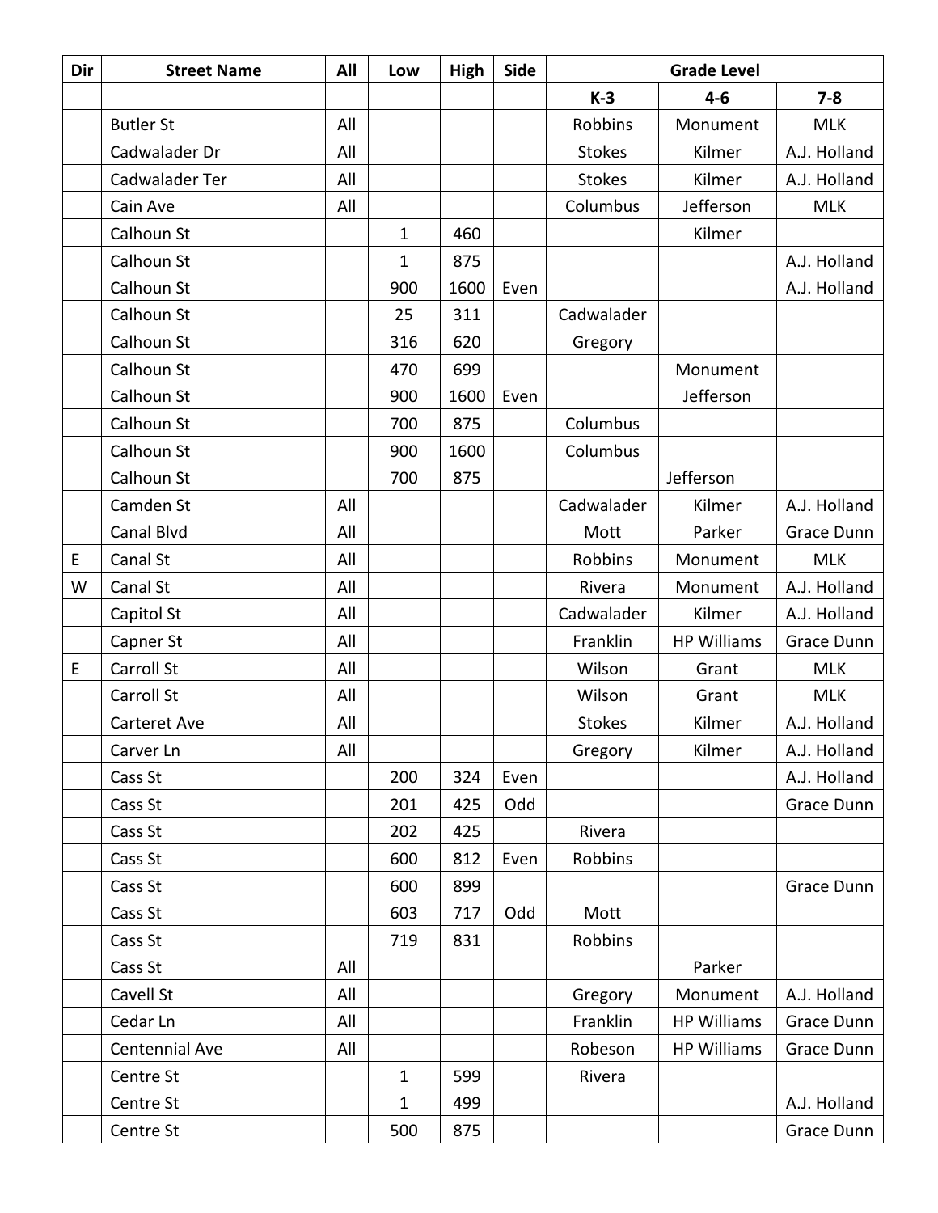| Dir | Street Name | All | Low | High | Side | Grade Level | | |
|---|---|---|---|---|---|---|---|---|
| | | | | | | K-3 | 4-6 | 7-8 |
| | Butler St | All | | | | Robbins | Monument | MLK |
| | Cadwalader Dr | All | | | | Stokes | Kilmer | A.J. Holland |
| | Cadwalader Ter | All | | | | Stokes | Kilmer | A.J. Holland |
| | Cain Ave | All | | | | Columbus | Jefferson | MLK |
| | Calhoun St | | 1 | 460 | | | Kilmer | |
| | Calhoun St | | 1 | 875 | | | | A.J. Holland |
| | Calhoun St | | 900 | 1600 | Even | | | A.J. Holland |
| | Calhoun St | | 25 | 311 | | Cadwalader | | |
| | Calhoun St | | 316 | 620 | | Gregory | | |
| | Calhoun St | | 470 | 699 | | | Monument | |
| | Calhoun St | | 900 | 1600 | Even | | Jefferson | |
| | Calhoun St | | 700 | 875 | | Columbus | | |
| | Calhoun St | | 900 | 1600 | | Columbus | | |
| | Calhoun St | | 700 | 875 | | | Jefferson | |
| | Camden St | All | | | | Cadwalader | Kilmer | A.J. Holland |
| | Canal Blvd | All | | | | Mott | Parker | Grace Dunn |
| E | Canal St | All | | | | Robbins | Monument | MLK |
| W | Canal St | All | | | | Rivera | Monument | A.J. Holland |
| | Capitol St | All | | | | Cadwalader | Kilmer | A.J. Holland |
| | Capner St | All | | | | Franklin | HP Williams | Grace Dunn |
| E | Carroll St | All | | | | Wilson | Grant | MLK |
| | Carroll St | All | | | | Wilson | Grant | MLK |
| | Carteret Ave | All | | | | Stokes | Kilmer | A.J. Holland |
| | Carver Ln | All | | | | Gregory | Kilmer | A.J. Holland |
| | Cass St | | 200 | 324 | Even | | | A.J. Holland |
| | Cass St | | 201 | 425 | Odd | | | Grace Dunn |
| | Cass St | | 202 | 425 | | Rivera | | |
| | Cass St | | 600 | 812 | Even | Robbins | | |
| | Cass St | | 600 | 899 | | | | Grace Dunn |
| | Cass St | | 603 | 717 | Odd | Mott | | |
| | Cass St | | 719 | 831 | | Robbins | | |
| | Cass St | All | | | | | Parker | |
| | Cavell St | All | | | | Gregory | Monument | A.J. Holland |
| | Cedar Ln | All | | | | Franklin | HP Williams | Grace Dunn |
| | Centennial Ave | All | | | | Robeson | HP Williams | Grace Dunn |
| | Centre St | | 1 | 599 | | Rivera | | |
| | Centre St | | 1 | 499 | | | | A.J. Holland |
| | Centre St | | 500 | 875 | | | | Grace Dunn |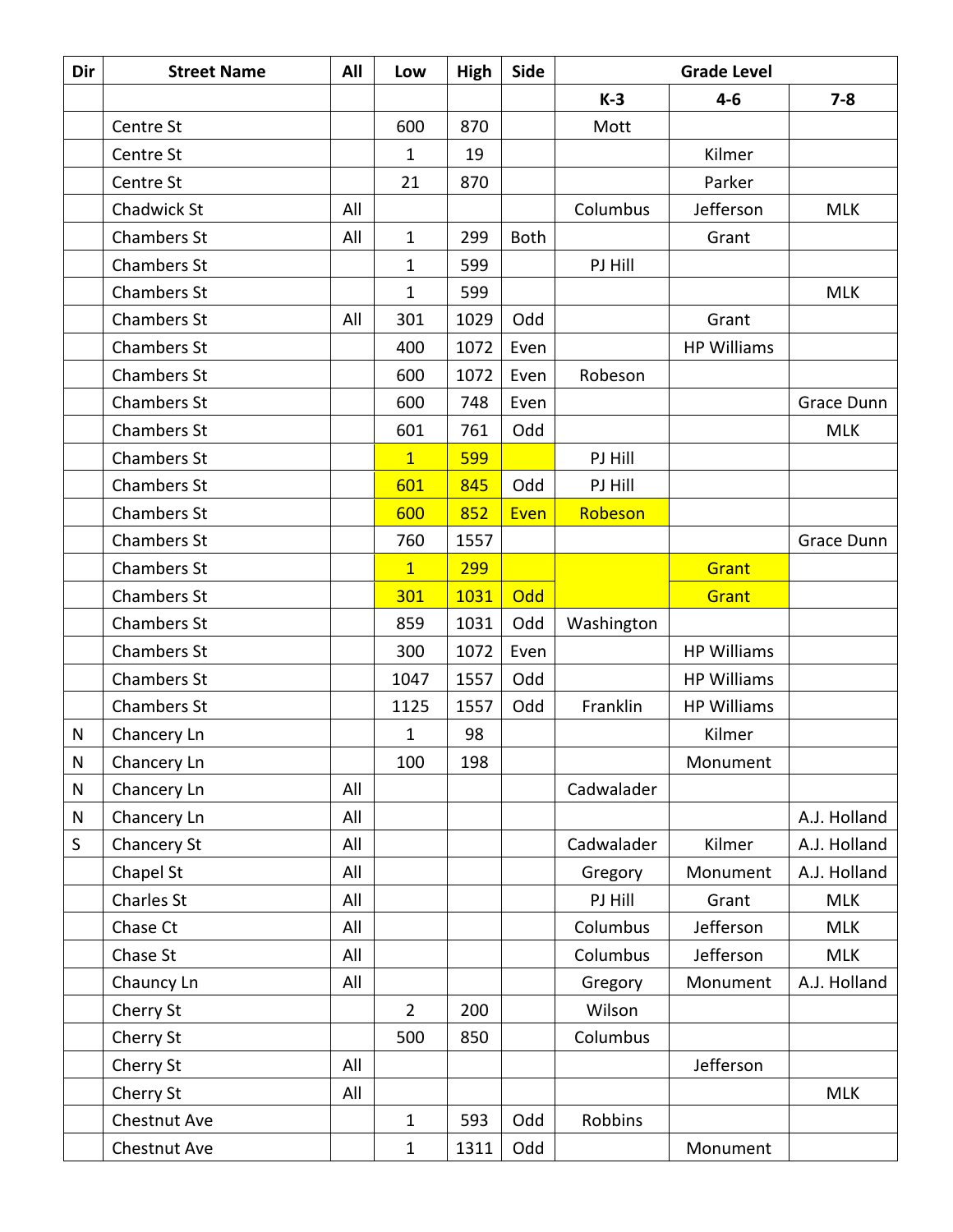| Dir | Street Name | All | Low | High | Side | Grade Level | | |
|---|---|---|---|---|---|---|---|---|
| | | | | | | K-3 | 4-6 | 7-8 |
| | Centre St | | 600 | 870 | | Mott | | |
| | Centre St | | 1 | 19 | | | Kilmer | |
| | Centre St | | 21 | 870 | | | Parker | |
| | Chadwick St | All | | | | Columbus | Jefferson | MLK |
| | Chambers St | All | 1 | 299 | Both | | Grant | |
| | Chambers St | | 1 | 599 | | PJ Hill | | |
| | Chambers St | | 1 | 599 | | | | MLK |
| | Chambers St | All | 301 | 1029 | Odd | | Grant | |
| | Chambers St | | 400 | 1072 | Even | | HP Williams | |
| | Chambers St | | 600 | 1072 | Even | Robeson | | |
| | Chambers St | | 600 | 748 | Even | | | Grace Dunn |
| | Chambers St | | 601 | 761 | Odd | | | MLK |
| | Chambers St | | 1 | 599 | | PJ Hill | | |
| | Chambers St | | 601 | 845 | Odd | PJ Hill | | |
| | Chambers St | | 600 | 852 | Even | Robeson | | |
| | Chambers St | | 760 | 1557 | | | | Grace Dunn |
| | Chambers St | | 1 | 299 | | | Grant | |
| | Chambers St | | 301 | 1031 | Odd | | Grant | |
| | Chambers St | | 859 | 1031 | Odd | Washington | | |
| | Chambers St | | 300 | 1072 | Even | | HP Williams | |
| | Chambers St | | 1047 | 1557 | Odd | | HP Williams | |
| | Chambers St | | 1125 | 1557 | Odd | Franklin | HP Williams | |
| N | Chancery Ln | | 1 | 98 | | | Kilmer | |
| N | Chancery Ln | | 100 | 198 | | | Monument | |
| N | Chancery Ln | All | | | | Cadwalader | | |
| N | Chancery Ln | All | | | | | | A.J. Holland |
| S | Chancery St | All | | | | Cadwalader | Kilmer | A.J. Holland |
| | Chapel St | All | | | | Gregory | Monument | A.J. Holland |
| | Charles St | All | | | | PJ Hill | Grant | MLK |
| | Chase Ct | All | | | | Columbus | Jefferson | MLK |
| | Chase St | All | | | | Columbus | Jefferson | MLK |
| | Chauncy Ln | All | | | | Gregory | Monument | A.J. Holland |
| | Cherry St | | 2 | 200 | | Wilson | | |
| | Cherry St | | 500 | 850 | | Columbus | | |
| | Cherry St | All | | | | | Jefferson | |
| | Cherry St | All | | | | | | MLK |
| | Chestnut Ave | | 1 | 593 | Odd | Robbins | | |
| | Chestnut Ave | | 1 | 1311 | Odd | | Monument | |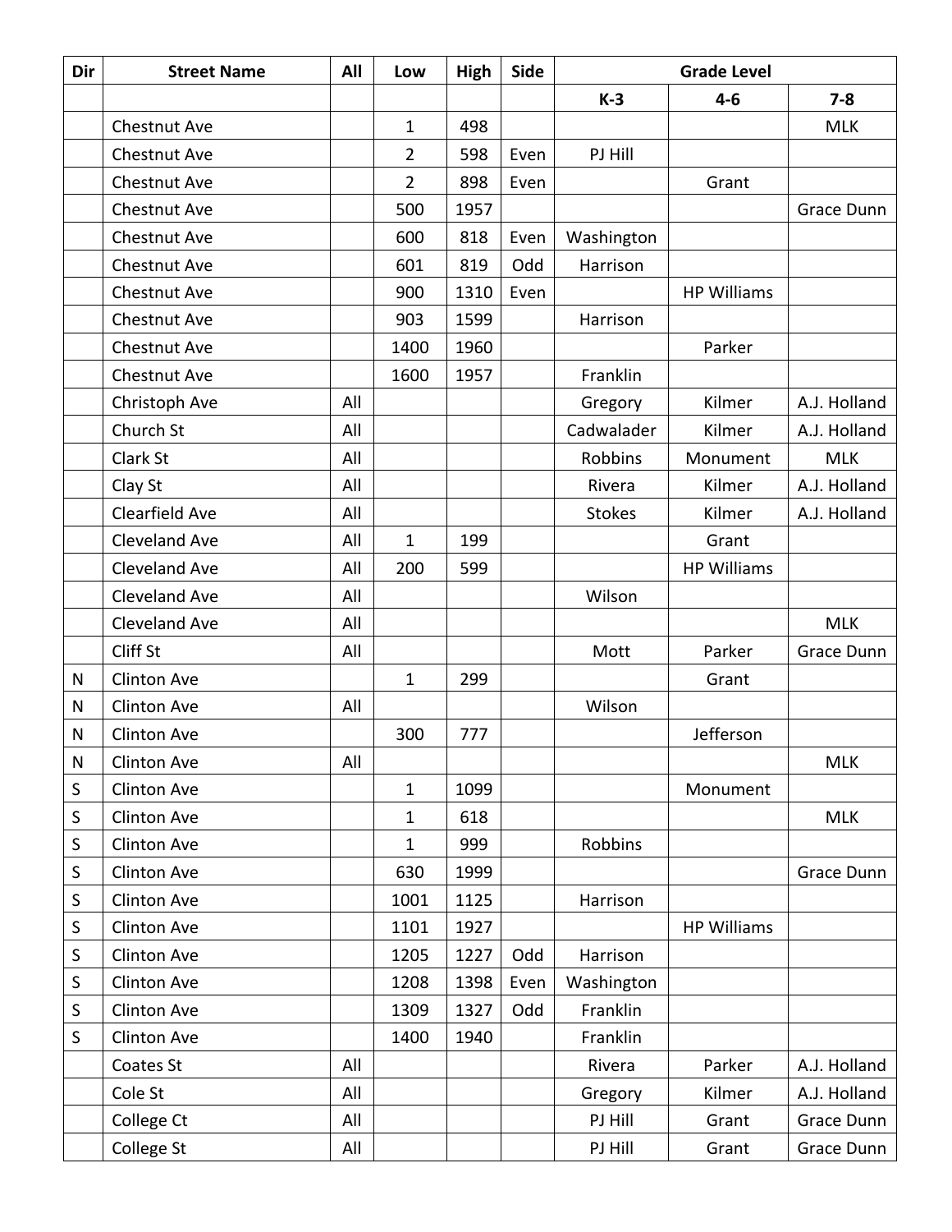| Dir | Street Name | All | Low | High | Side | Grade Level | | |
|---|---|---|---|---|---|---|---|---|
| | | | | | | K-3 | 4-6 | 7-8 |
| | Chestnut Ave | | 1 | 498 | | | | MLK |
| | Chestnut Ave | | 2 | 598 | Even | PJ Hill | | |
| | Chestnut Ave | | 2 | 898 | Even | | Grant | |
| | Chestnut Ave | | 500 | 1957 | | | | Grace Dunn |
| | Chestnut Ave | | 600 | 818 | Even | Washington | | |
| | Chestnut Ave | | 601 | 819 | Odd | Harrison | | |
| | Chestnut Ave | | 900 | 1310 | Even | | HP Williams | |
| | Chestnut Ave | | 903 | 1599 | | Harrison | | |
| | Chestnut Ave | | 1400 | 1960 | | | Parker | |
| | Chestnut Ave | | 1600 | 1957 | | Franklin | | |
| | Christoph Ave | All | | | | Gregory | Kilmer | A.J. Holland |
| | Church St | All | | | | Cadwalader | Kilmer | A.J. Holland |
| | Clark St | All | | | | Robbins | Monument | MLK |
| | Clay St | All | | | | Rivera | Kilmer | A.J. Holland |
| | Clearfield Ave | All | | | | Stokes | Kilmer | A.J. Holland |
| | Cleveland Ave | All | 1 | 199 | | | Grant | |
| | Cleveland Ave | All | 200 | 599 | | | HP Williams | |
| | Cleveland Ave | All | | | | Wilson | | |
| | Cleveland Ave | All | | | | | | MLK |
| | Cliff St | All | | | | Mott | Parker | Grace Dunn |
| N | Clinton Ave | | 1 | 299 | | | Grant | |
| N | Clinton Ave | All | | | | Wilson | | |
| N | Clinton Ave | | 300 | 777 | | | Jefferson | |
| N | Clinton Ave | All | | | | | | MLK |
| S | Clinton Ave | | 1 | 1099 | | | Monument | |
| S | Clinton Ave | | 1 | 618 | | | | MLK |
| S | Clinton Ave | | 1 | 999 | | Robbins | | |
| S | Clinton Ave | | 630 | 1999 | | | | Grace Dunn |
| S | Clinton Ave | | 1001 | 1125 | | Harrison | | |
| S | Clinton Ave | | 1101 | 1927 | | | HP Williams | |
| S | Clinton Ave | | 1205 | 1227 | Odd | Harrison | | |
| S | Clinton Ave | | 1208 | 1398 | Even | Washington | | |
| S | Clinton Ave | | 1309 | 1327 | Odd | Franklin | | |
| S | Clinton Ave | | 1400 | 1940 | | Franklin | | |
| | Coates St | All | | | | Rivera | Parker | A.J. Holland |
| | Cole St | All | | | | Gregory | Kilmer | A.J. Holland |
| | College Ct | All | | | | PJ Hill | Grant | Grace Dunn |
| | College St | All | | | | PJ Hill | Grant | Grace Dunn |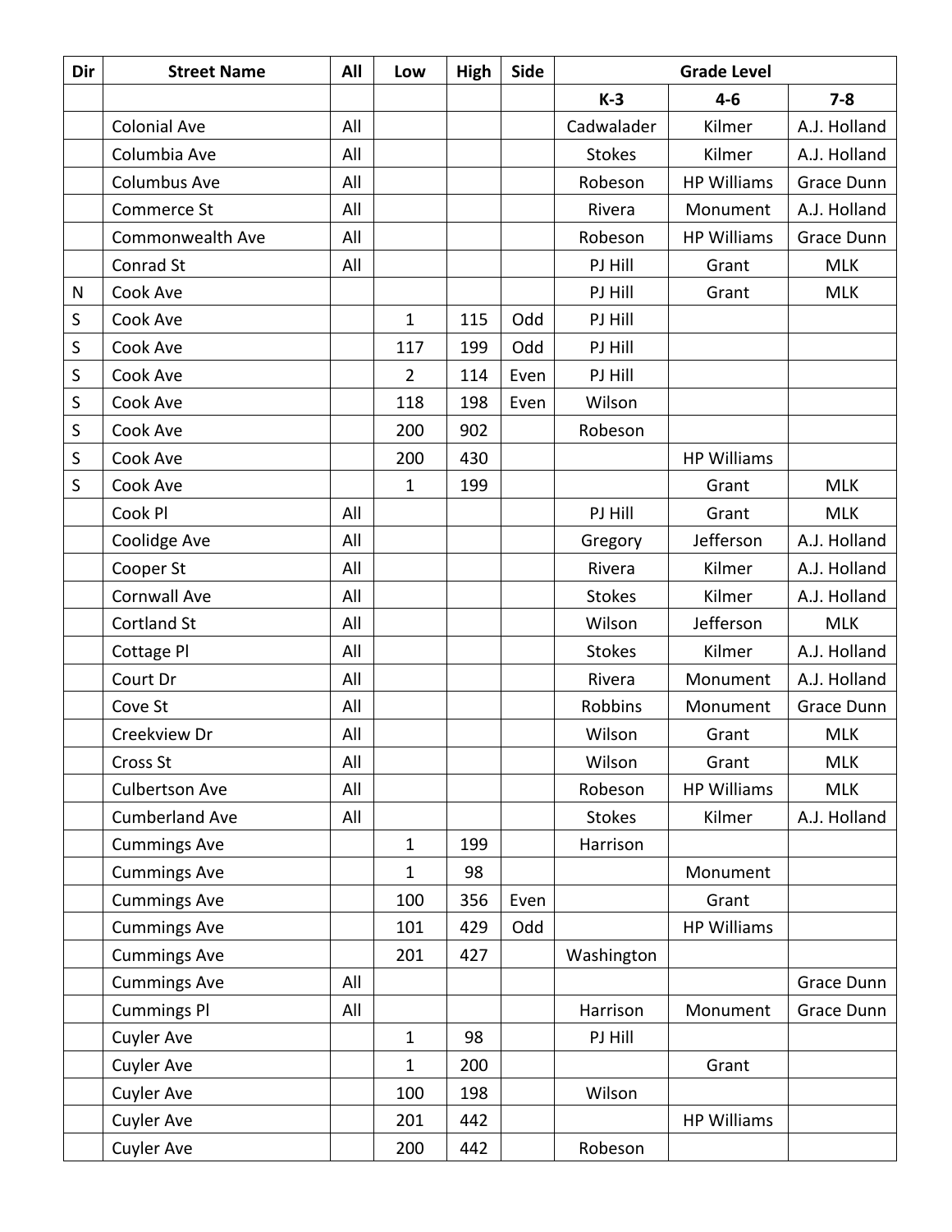| Dir | Street Name | All | Low | High | Side | Grade Level | | |
|---|---|---|---|---|---|---|---|---|
| | | | | | | K-3 | 4-6 | 7-8 |
| | Colonial Ave | All | | | | Cadwalader | Kilmer | A.J. Holland |
| | Columbia Ave | All | | | | Stokes | Kilmer | A.J. Holland |
| | Columbus Ave | All | | | | Robeson | HP Williams | Grace Dunn |
| | Commerce St | All | | | | Rivera | Monument | A.J. Holland |
| | Commonwealth Ave | All | | | | Robeson | HP Williams | Grace Dunn |
| | Conrad St | All | | | | PJ Hill | Grant | MLK |
| N | Cook Ave | | | | | PJ Hill | Grant | MLK |
| S | Cook Ave | | 1 | 115 | Odd | PJ Hill | | |
| S | Cook Ave | | 117 | 199 | Odd | PJ Hill | | |
| S | Cook Ave | | 2 | 114 | Even | PJ Hill | | |
| S | Cook Ave | | 118 | 198 | Even | Wilson | | |
| S | Cook Ave | | 200 | 902 | | Robeson | | |
| S | Cook Ave | | 200 | 430 | | | HP Williams | |
| S | Cook Ave | | 1 | 199 | | | Grant | MLK |
| | Cook Pl | All | | | | PJ Hill | Grant | MLK |
| | Coolidge Ave | All | | | | Gregory | Jefferson | A.J. Holland |
| | Cooper St | All | | | | Rivera | Kilmer | A.J. Holland |
| | Cornwall Ave | All | | | | Stokes | Kilmer | A.J. Holland |
| | Cortland St | All | | | | Wilson | Jefferson | MLK |
| | Cottage Pl | All | | | | Stokes | Kilmer | A.J. Holland |
| | Court Dr | All | | | | Rivera | Monument | A.J. Holland |
| | Cove St | All | | | | Robbins | Monument | Grace Dunn |
| | Creekview Dr | All | | | | Wilson | Grant | MLK |
| | Cross St | All | | | | Wilson | Grant | MLK |
| | Culbertson Ave | All | | | | Robeson | HP Williams | MLK |
| | Cumberland Ave | All | | | | Stokes | Kilmer | A.J. Holland |
| | Cummings Ave | | 1 | 199 | | Harrison | | |
| | Cummings Ave | | 1 | 98 | | | Monument | |
| | Cummings Ave | | 100 | 356 | Even | | Grant | |
| | Cummings Ave | | 101 | 429 | Odd | | HP Williams | |
| | Cummings Ave | | 201 | 427 | | Washington | | |
| | Cummings Ave | All | | | | | | Grace Dunn |
| | Cummings Pl | All | | | | Harrison | Monument | Grace Dunn |
| | Cuyler Ave | | 1 | 98 | | PJ Hill | | |
| | Cuyler Ave | | 1 | 200 | | | Grant | |
| | Cuyler Ave | | 100 | 198 | | Wilson | | |
| | Cuyler Ave | | 201 | 442 | | | HP Williams | |
| | Cuyler Ave | | 200 | 442 | | Robeson | | |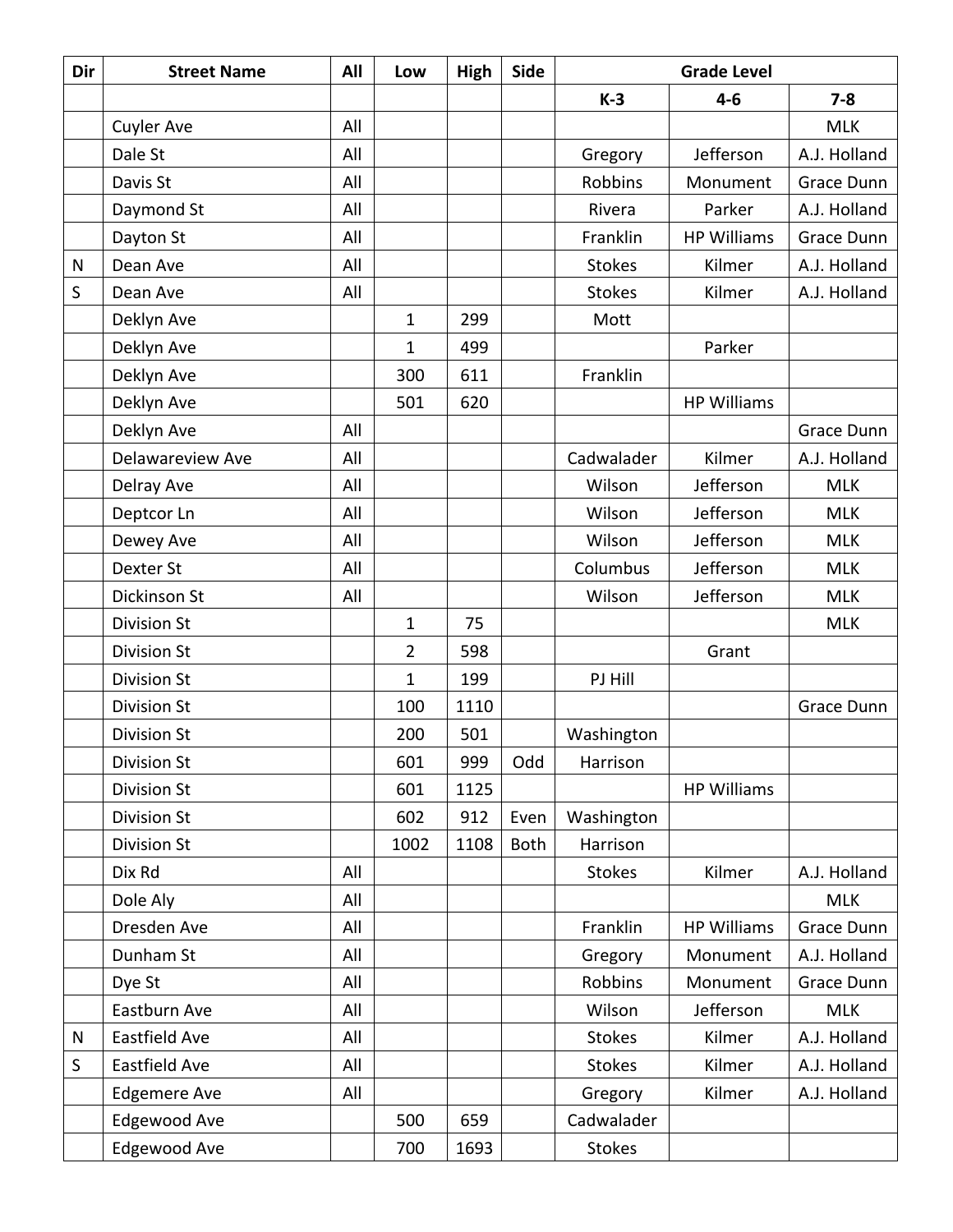| Dir | Street Name | All | Low | High | Side | Grade Level | | |
|---|---|---|---|---|---|---|---|---|
| | | | | | | K-3 | 4-6 | 7-8 |
| | Cuyler Ave | All | | | | | | MLK |
| | Dale St | All | | | | Gregory | Jefferson | A.J. Holland |
| | Davis St | All | | | | Robbins | Monument | Grace Dunn |
| | Daymond St | All | | | | Rivera | Parker | A.J. Holland |
| | Dayton St | All | | | | Franklin | HP Williams | Grace Dunn |
| N | Dean Ave | All | | | | Stokes | Kilmer | A.J. Holland |
| S | Dean Ave | All | | | | Stokes | Kilmer | A.J. Holland |
| | Deklyn Ave | | 1 | 299 | | Mott | | |
| | Deklyn Ave | | 1 | 499 | | | Parker | |
| | Deklyn Ave | | 300 | 611 | | Franklin | | |
| | Deklyn Ave | | 501 | 620 | | | HP Williams | |
| | Deklyn Ave | All | | | | | | Grace Dunn |
| | Delawareview Ave | All | | | | Cadwalader | Kilmer | A.J. Holland |
| | Delray Ave | All | | | | Wilson | Jefferson | MLK |
| | Deptcor Ln | All | | | | Wilson | Jefferson | MLK |
| | Dewey Ave | All | | | | Wilson | Jefferson | MLK |
| | Dexter St | All | | | | Columbus | Jefferson | MLK |
| | Dickinson St | All | | | | Wilson | Jefferson | MLK |
| | Division St | | 1 | 75 | | | | MLK |
| | Division St | | 2 | 598 | | | Grant | |
| | Division St | | 1 | 199 | | PJ Hill | | |
| | Division St | | 100 | 1110 | | | | Grace Dunn |
| | Division St | | 200 | 501 | | Washington | | |
| | Division St | | 601 | 999 | Odd | Harrison | | |
| | Division St | | 601 | 1125 | | | HP Williams | |
| | Division St | | 602 | 912 | Even | Washington | | |
| | Division St | | 1002 | 1108 | Both | Harrison | | |
| | Dix Rd | All | | | | Stokes | Kilmer | A.J. Holland |
| | Dole Aly | All | | | | | | MLK |
| | Dresden Ave | All | | | | Franklin | HP Williams | Grace Dunn |
| | Dunham St | All | | | | Gregory | Monument | A.J. Holland |
| | Dye St | All | | | | Robbins | Monument | Grace Dunn |
| | Eastburn Ave | All | | | | Wilson | Jefferson | MLK |
| N | Eastfield Ave | All | | | | Stokes | Kilmer | A.J. Holland |
| S | Eastfield Ave | All | | | | Stokes | Kilmer | A.J. Holland |
| | Edgemere Ave | All | | | | Gregory | Kilmer | A.J. Holland |
| | Edgewood Ave | | 500 | 659 | | Cadwalader | | |
| | Edgewood Ave | | 700 | 1693 | | Stokes | | |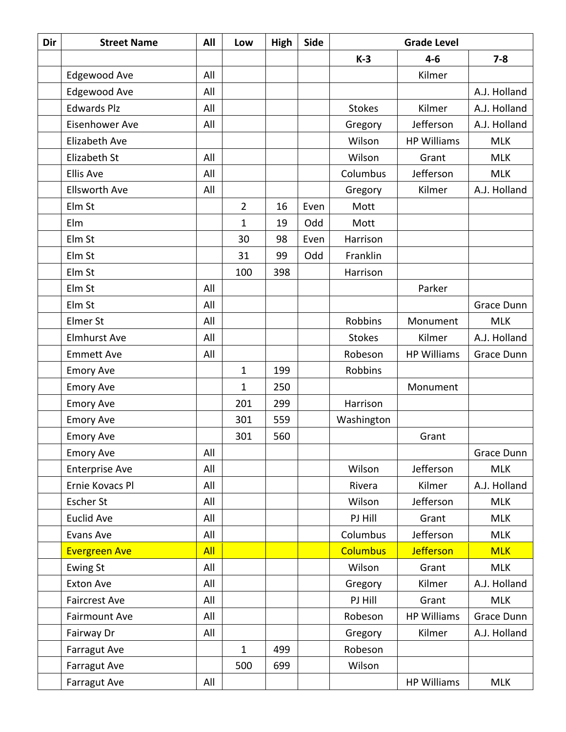| Dir | Street Name | All | Low | High | Side | Grade Level | | |
|---|---|---|---|---|---|---|---|---|
| | | | | | | K-3 | 4-6 | 7-8 |
| | Edgewood Ave | All | | | | | Kilmer | |
| | Edgewood Ave | All | | | | | | A.J. Holland |
| | Edwards Plz | All | | | | Stokes | Kilmer | A.J. Holland |
| | Eisenhower Ave | All | | | | Gregory | Jefferson | A.J. Holland |
| | Elizabeth Ave | | | | | Wilson | HP Williams | MLK |
| | Elizabeth St | All | | | | Wilson | Grant | MLK |
| | Ellis Ave | All | | | | Columbus | Jefferson | MLK |
| | Ellsworth Ave | All | | | | Gregory | Kilmer | A.J. Holland |
| | Elm St | | 2 | 16 | Even | Mott | | |
| | Elm | | 1 | 19 | Odd | Mott | | |
| | Elm St | | 30 | 98 | Even | Harrison | | |
| | Elm St | | 31 | 99 | Odd | Franklin | | |
| | Elm St | | 100 | 398 | | Harrison | | |
| | Elm St | All | | | | | Parker | |
| | Elm St | All | | | | | | Grace Dunn |
| | Elmer St | All | | | | Robbins | Monument | MLK |
| | Elmhurst Ave | All | | | | Stokes | Kilmer | A.J. Holland |
| | Emmett Ave | All | | | | Robeson | HP Williams | Grace Dunn |
| | Emory Ave | | 1 | 199 | | Robbins | | |
| | Emory Ave | | 1 | 250 | | | Monument | |
| | Emory Ave | | 201 | 299 | | Harrison | | |
| | Emory Ave | | 301 | 559 | | Washington | | |
| | Emory Ave | | 301 | 560 | | | Grant | |
| | Emory Ave | All | | | | | | Grace Dunn |
| | Enterprise Ave | All | | | | Wilson | Jefferson | MLK |
| | Ernie Kovacs Pl | All | | | | Rivera | Kilmer | A.J. Holland |
| | Escher St | All | | | | Wilson | Jefferson | MLK |
| | Euclid Ave | All | | | | PJ Hill | Grant | MLK |
| | Evans Ave | All | | | | Columbus | Jefferson | MLK |
| | Evergreen Ave | All | | | | Columbus | Jefferson | MLK |
| | Ewing St | All | | | | Wilson | Grant | MLK |
| | Exton Ave | All | | | | Gregory | Kilmer | A.J. Holland |
| | Faircrest Ave | All | | | | PJ Hill | Grant | MLK |
| | Fairmount Ave | All | | | | Robeson | HP Williams | Grace Dunn |
| | Fairway Dr | All | | | | Gregory | Kilmer | A.J. Holland |
| | Farragut Ave | | 1 | 499 | | Robeson | | |
| | Farragut Ave | | 500 | 699 | | Wilson | | |
| | Farragut Ave | All | | | | | HP Williams | MLK |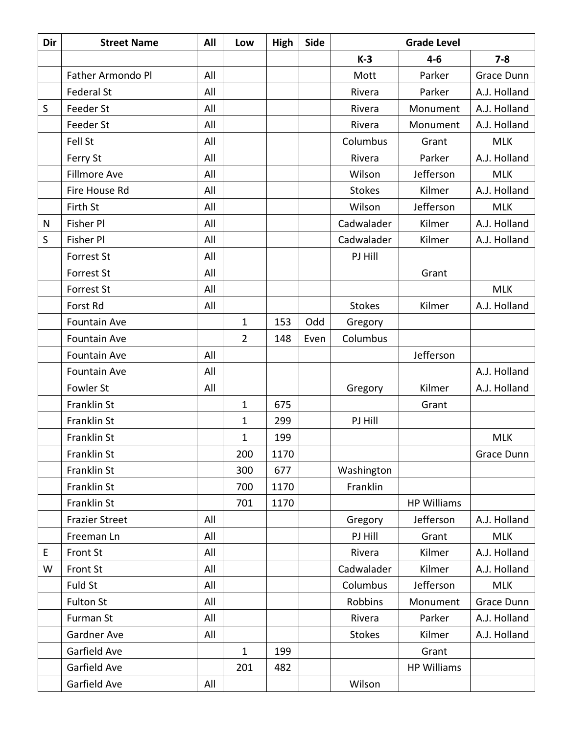| Dir | Street Name | All | Low | High | Side | Grade Level | | |
|---|---|---|---|---|---|---|---|---|
| | | | | | | K-3 | 4-6 | 7-8 |
| | Father Armondo Pl | All | | | | Mott | Parker | Grace Dunn |
| | Federal St | All | | | | Rivera | Parker | A.J. Holland |
| S | Feeder St | All | | | | Rivera | Monument | A.J. Holland |
| | Feeder St | All | | | | Rivera | Monument | A.J. Holland |
| | Fell St | All | | | | Columbus | Grant | MLK |
| | Ferry St | All | | | | Rivera | Parker | A.J. Holland |
| | Fillmore Ave | All | | | | Wilson | Jefferson | MLK |
| | Fire House Rd | All | | | | Stokes | Kilmer | A.J. Holland |
| | Firth St | All | | | | Wilson | Jefferson | MLK |
| N | Fisher Pl | All | | | | Cadwalader | Kilmer | A.J. Holland |
| S | Fisher Pl | All | | | | Cadwalader | Kilmer | A.J. Holland |
| | Forrest St | All | | | | PJ Hill | | |
| | Forrest St | All | | | | | Grant | |
| | Forrest St | All | | | | | | MLK |
| | Forst Rd | All | | | | Stokes | Kilmer | A.J. Holland |
| | Fountain Ave | | 1 | 153 | Odd | Gregory | | |
| | Fountain Ave | | 2 | 148 | Even | Columbus | | |
| | Fountain Ave | All | | | | | Jefferson | |
| | Fountain Ave | All | | | | | | A.J. Holland |
| | Fowler St | All | | | | Gregory | Kilmer | A.J. Holland |
| | Franklin St | | 1 | 675 | | | Grant | |
| | Franklin St | | 1 | 299 | | PJ Hill | | |
| | Franklin St | | 1 | 199 | | | | MLK |
| | Franklin St | | 200 | 1170 | | | | Grace Dunn |
| | Franklin St | | 300 | 677 | | Washington | | |
| | Franklin St | | 700 | 1170 | | Franklin | | |
| | Franklin St | | 701 | 1170 | | | HP Williams | |
| | Frazier Street | All | | | | Gregory | Jefferson | A.J. Holland |
| | Freeman Ln | All | | | | PJ Hill | Grant | MLK |
| E | Front St | All | | | | Rivera | Kilmer | A.J. Holland |
| W | Front St | All | | | | Cadwalader | Kilmer | A.J. Holland |
| | Fuld St | All | | | | Columbus | Jefferson | MLK |
| | Fulton St | All | | | | Robbins | Monument | Grace Dunn |
| | Furman St | All | | | | Rivera | Parker | A.J. Holland |
| | Gardner Ave | All | | | | Stokes | Kilmer | A.J. Holland |
| | Garfield Ave | | 1 | 199 | | | Grant | |
| | Garfield Ave | | 201 | 482 | | | HP Williams | |
| | Garfield Ave | All | | | | Wilson | | |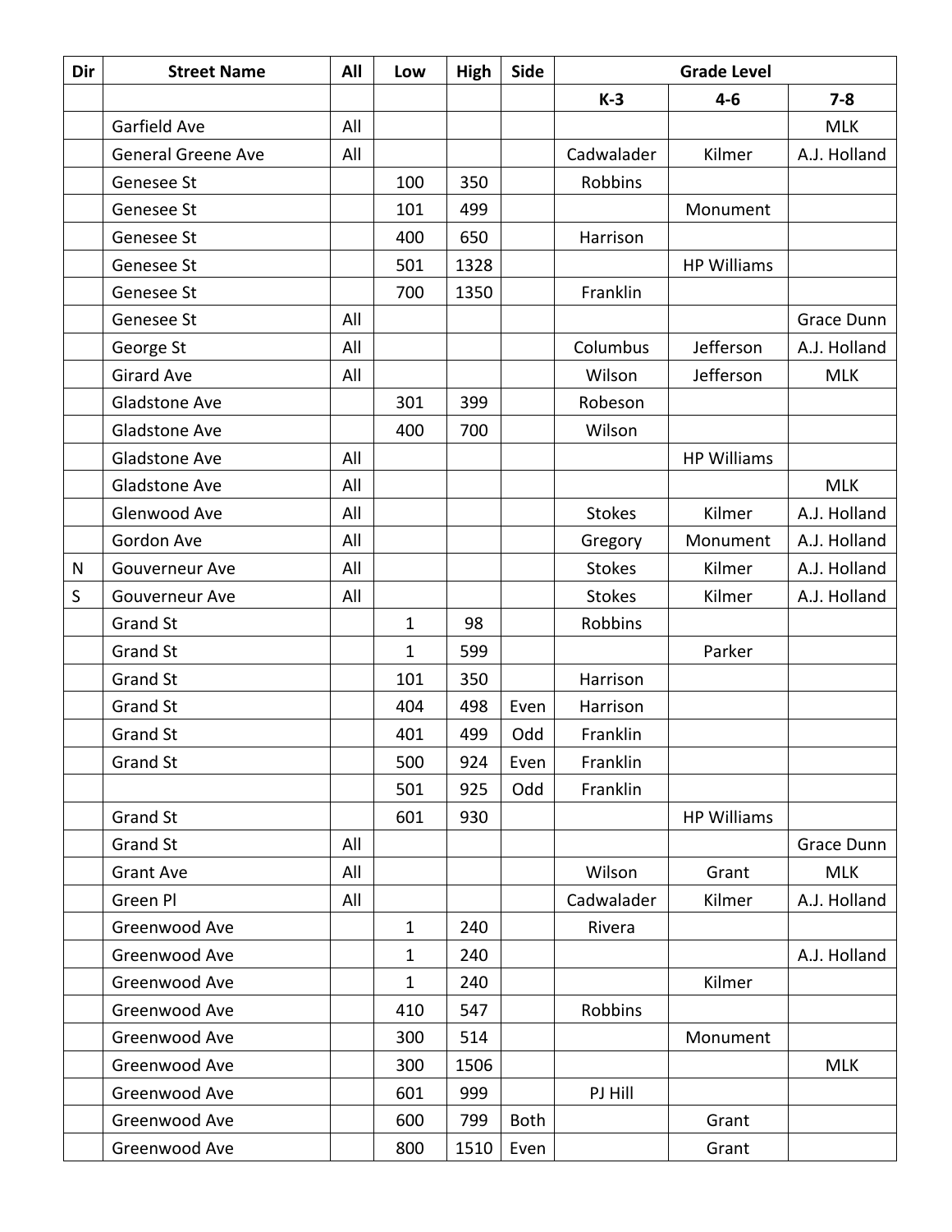| Dir | Street Name | All | Low | High | Side | Grade Level | | |
|---|---|---|---|---|---|---|---|---|
| | | | | | | K-3 | 4-6 | 7-8 |
| | Garfield Ave | All | | | | | | MLK |
| | General Greene Ave | All | | | | Cadwalader | Kilmer | A.J. Holland |
| | Genesee St | | 100 | 350 | | Robbins | | |
| | Genesee St | | 101 | 499 | | | Monument | |
| | Genesee St | | 400 | 650 | | Harrison | | |
| | Genesee St | | 501 | 1328 | | | HP Williams | |
| | Genesee St | | 700 | 1350 | | Franklin | | |
| | Genesee St | All | | | | | | Grace Dunn |
| | George St | All | | | | Columbus | Jefferson | A.J. Holland |
| | Girard Ave | All | | | | Wilson | Jefferson | MLK |
| | Gladstone Ave | | 301 | 399 | | Robeson | | |
| | Gladstone Ave | | 400 | 700 | | Wilson | | |
| | Gladstone Ave | All | | | | | HP Williams | |
| | Gladstone Ave | All | | | | | | MLK |
| | Glenwood Ave | All | | | | Stokes | Kilmer | A.J. Holland |
| | Gordon Ave | All | | | | Gregory | Monument | A.J. Holland |
| N | Gouverneur Ave | All | | | | Stokes | Kilmer | A.J. Holland |
| S | Gouverneur Ave | All | | | | Stokes | Kilmer | A.J. Holland |
| | Grand St | | 1 | 98 | | Robbins | | |
| | Grand St | | 1 | 599 | | | Parker | |
| | Grand St | | 101 | 350 | | Harrison | | |
| | Grand St | | 404 | 498 | Even | Harrison | | |
| | Grand St | | 401 | 499 | Odd | Franklin | | |
| | Grand St | | 500 | 924 | Even | Franklin | | |
| | | | 501 | 925 | Odd | Franklin | | |
| | Grand St | | 601 | 930 | | | HP Williams | |
| | Grand St | All | | | | | | Grace Dunn |
| | Grant Ave | All | | | | Wilson | Grant | MLK |
| | Green Pl | All | | | | Cadwalader | Kilmer | A.J. Holland |
| | Greenwood Ave | | 1 | 240 | | Rivera | | |
| | Greenwood Ave | | 1 | 240 | | | | A.J. Holland |
| | Greenwood Ave | | 1 | 240 | | | Kilmer | |
| | Greenwood Ave | | 410 | 547 | | Robbins | | |
| | Greenwood Ave | | 300 | 514 | | | Monument | |
| | Greenwood Ave | | 300 | 1506 | | | | MLK |
| | Greenwood Ave | | 601 | 999 | | PJ Hill | | |
| | Greenwood Ave | | 600 | 799 | Both | | Grant | |
| | Greenwood Ave | | 800 | 1510 | Even | | Grant | |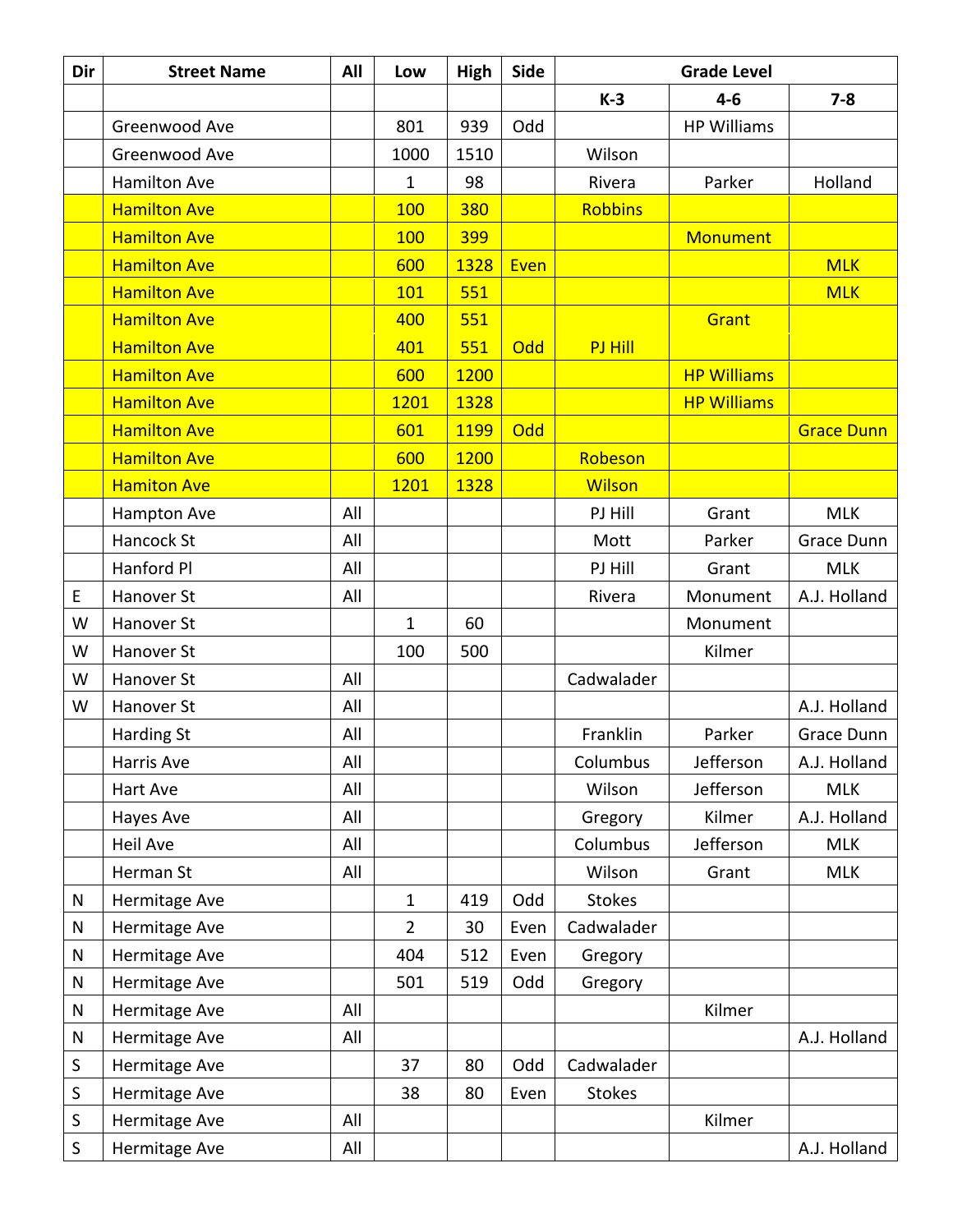| Dir | Street Name | All | Low | High | Side | Grade Level | | |
|---|---|---|---|---|---|---|---|---|
| | | | | | | K-3 | 4-6 | 7-8 |
| | Greenwood Ave | | 801 | 939 | Odd | | HP Williams | |
| | Greenwood Ave | | 1000 | 1510 | | Wilson | | |
| | Hamilton Ave | | 1 | 98 | | Rivera | Parker | Holland |
| | Hamilton Ave | | 100 | 380 | | Robbins | | |
| | Hamilton Ave | | 100 | 399 | | | Monument | |
| | Hamilton Ave | | 600 | 1328 | Even | | | MLK |
| | Hamilton Ave | | 101 | 551 | | | | MLK |
| | Hamilton Ave | | 400 | 551 | | | Grant | |
| | Hamilton Ave | | 401 | 551 | Odd | PJ Hill | | |
| | Hamilton Ave | | 600 | 1200 | | | HP Williams | |
| | Hamilton Ave | | 1201 | 1328 | | | HP Williams | |
| | Hamilton Ave | | 601 | 1199 | Odd | | | Grace Dunn |
| | Hamilton Ave | | 600 | 1200 | | Robeson | | |
| | Hamiton Ave | | 1201 | 1328 | | Wilson | | |
| | Hampton Ave | All | | | | PJ Hill | Grant | MLK |
| | Hancock St | All | | | | Mott | Parker | Grace Dunn |
| | Hanford Pl | All | | | | PJ Hill | Grant | MLK |
| E | Hanover St | All | | | | Rivera | Monument | A.J. Holland |
| W | Hanover St | | 1 | 60 | | | Monument | |
| W | Hanover St | | 100 | 500 | | | Kilmer | |
| W | Hanover St | All | | | | Cadwalader | | |
| W | Hanover St | All | | | | | | A.J. Holland |
| | Harding St | All | | | | Franklin | Parker | Grace Dunn |
| | Harris Ave | All | | | | Columbus | Jefferson | A.J. Holland |
| | Hart Ave | All | | | | Wilson | Jefferson | MLK |
| | Hayes Ave | All | | | | Gregory | Kilmer | A.J. Holland |
| | Heil Ave | All | | | | Columbus | Jefferson | MLK |
| | Herman St | All | | | | Wilson | Grant | MLK |
| N | Hermitage Ave | | 1 | 419 | Odd | Stokes | | |
| N | Hermitage Ave | | 2 | 30 | Even | Cadwalader | | |
| N | Hermitage Ave | | 404 | 512 | Even | Gregory | | |
| N | Hermitage Ave | | 501 | 519 | Odd | Gregory | | |
| N | Hermitage Ave | All | | | | | Kilmer | |
| N | Hermitage Ave | All | | | | | | A.J. Holland |
| S | Hermitage Ave | | 37 | 80 | Odd | Cadwalader | | |
| S | Hermitage Ave | | 38 | 80 | Even | Stokes | | |
| S | Hermitage Ave | All | | | | | Kilmer | |
| S | Hermitage Ave | All | | | | | | A.J. Holland |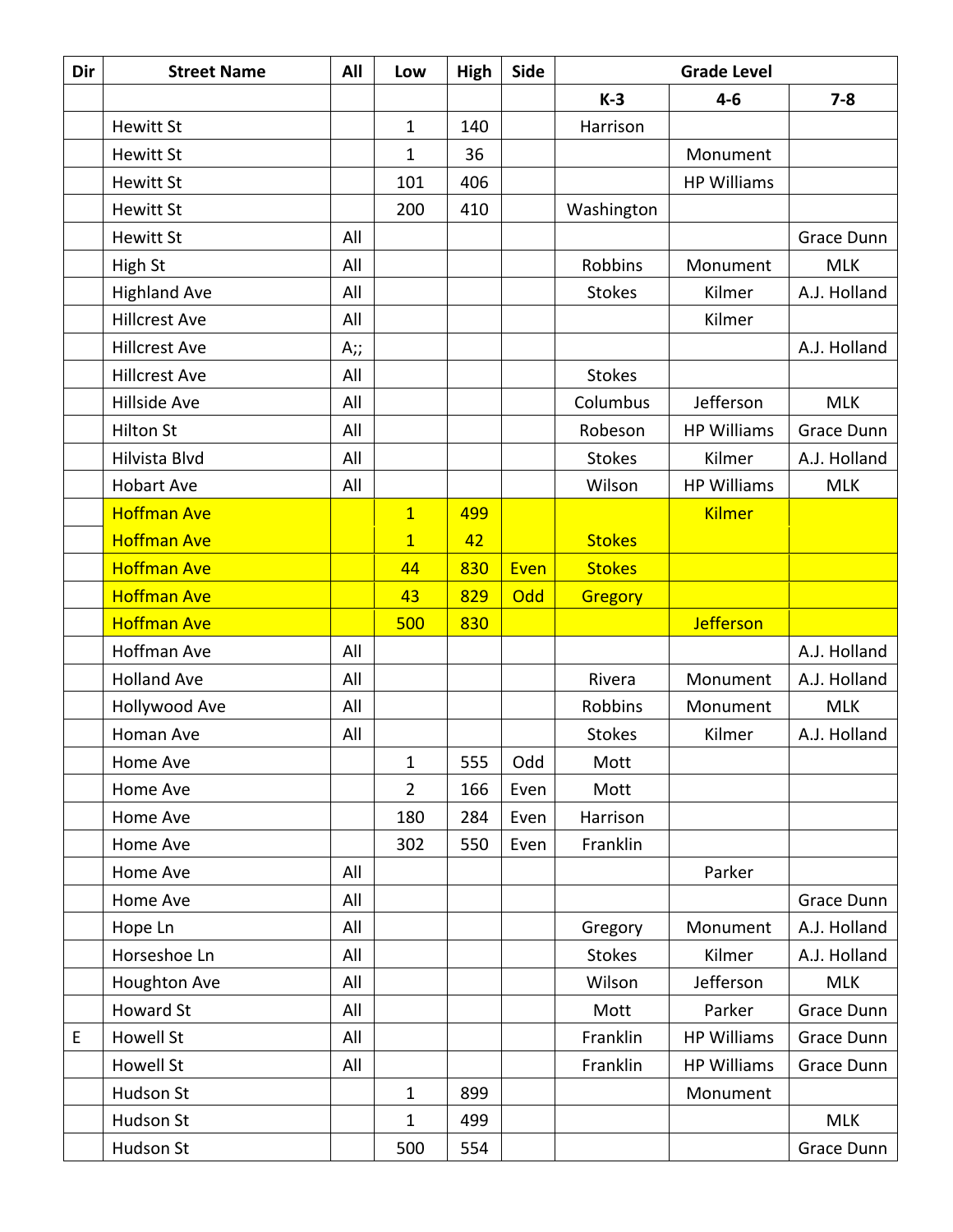| Dir | Street Name | All | Low | High | Side | Grade Level | | |
|---|---|---|---|---|---|---|---|---|
| | | | | | | K-3 | 4-6 | 7-8 |
| | Hewitt St | | 1 | 140 | | Harrison | | |
| | Hewitt St | | 1 | 36 | | | Monument | |
| | Hewitt St | | 101 | 406 | | | HP Williams | |
| | Hewitt St | | 200 | 410 | | Washington | | |
| | Hewitt St | All | | | | | | Grace Dunn |
| | High St | All | | | | Robbins | Monument | MLK |
| | Highland Ave | All | | | | Stokes | Kilmer | A.J. Holland |
| | Hillcrest Ave | All | | | | | Kilmer | |
| | Hillcrest Ave | A;; | | | | | | A.J. Holland |
| | Hillcrest Ave | All | | | | Stokes | | |
| | Hillside Ave | All | | | | Columbus | Jefferson | MLK |
| | Hilton St | All | | | | Robeson | HP Williams | Grace Dunn |
| | Hilvista Blvd | All | | | | Stokes | Kilmer | A.J. Holland |
| | Hobart Ave | All | | | | Wilson | HP Williams | MLK |
| | Hoffman Ave | | 1 | 499 | | | Kilmer | |
| | Hoffman Ave | | 1 | 42 | | Stokes | | |
| | Hoffman Ave | | 44 | 830 | Even | Stokes | | |
| | Hoffman Ave | | 43 | 829 | Odd | Gregory | | |
| | Hoffman Ave | | 500 | 830 | | | Jefferson | |
| | Hoffman Ave | All | | | | | | A.J. Holland |
| | Holland Ave | All | | | | Rivera | Monument | A.J. Holland |
| | Hollywood Ave | All | | | | Robbins | Monument | MLK |
| | Homan Ave | All | | | | Stokes | Kilmer | A.J. Holland |
| | Home Ave | | 1 | 555 | Odd | Mott | | |
| | Home Ave | | 2 | 166 | Even | Mott | | |
| | Home Ave | | 180 | 284 | Even | Harrison | | |
| | Home Ave | | 302 | 550 | Even | Franklin | | |
| | Home Ave | All | | | | | Parker | |
| | Home Ave | All | | | | | | Grace Dunn |
| | Hope Ln | All | | | | Gregory | Monument | A.J. Holland |
| | Horseshoe Ln | All | | | | Stokes | Kilmer | A.J. Holland |
| | Houghton Ave | All | | | | Wilson | Jefferson | MLK |
| | Howard St | All | | | | Mott | Parker | Grace Dunn |
| E | Howell St | All | | | | Franklin | HP Williams | Grace Dunn |
| | Howell St | All | | | | Franklin | HP Williams | Grace Dunn |
| | Hudson St | | 1 | 899 | | | Monument | |
| | Hudson St | | 1 | 499 | | | | MLK |
| | Hudson St | | 500 | 554 | | | | Grace Dunn |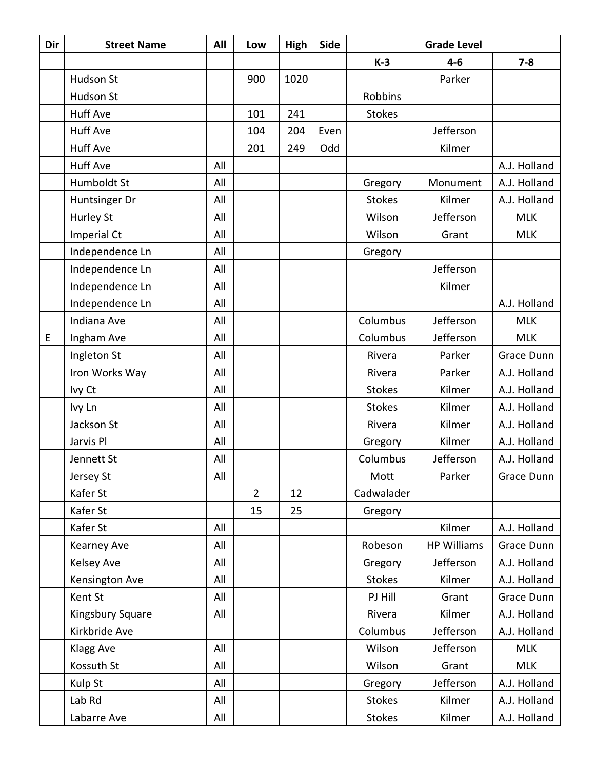| Dir | Street Name | All | Low | High | Side | Grade Level | | |
|---|---|---|---|---|---|---|---|---|
| | | | | | | K-3 | 4-6 | 7-8 |
| | Hudson St | | 900 | 1020 | | | Parker | |
| | Hudson St | | | | | Robbins | | |
| | Huff Ave | | 101 | 241 | | Stokes | | |
| | Huff Ave | | 104 | 204 | Even | | Jefferson | |
| | Huff Ave | | 201 | 249 | Odd | | Kilmer | |
| | Huff Ave | All | | | | | | A.J. Holland |
| | Humboldt St | All | | | | Gregory | Monument | A.J. Holland |
| | Huntsinger Dr | All | | | | Stokes | Kilmer | A.J. Holland |
| | Hurley St | All | | | | Wilson | Jefferson | MLK |
| | Imperial Ct | All | | | | Wilson | Grant | MLK |
| | Independence Ln | All | | | | Gregory | | |
| | Independence Ln | All | | | | | Jefferson | |
| | Independence Ln | All | | | | | Kilmer | |
| | Independence Ln | All | | | | | | A.J. Holland |
| | Indiana Ave | All | | | | Columbus | Jefferson | MLK |
| E | Ingham Ave | All | | | | Columbus | Jefferson | MLK |
| | Ingleton St | All | | | | Rivera | Parker | Grace Dunn |
| | Iron Works Way | All | | | | Rivera | Parker | A.J. Holland |
| | Ivy Ct | All | | | | Stokes | Kilmer | A.J. Holland |
| | Ivy Ln | All | | | | Stokes | Kilmer | A.J. Holland |
| | Jackson St | All | | | | Rivera | Kilmer | A.J. Holland |
| | Jarvis Pl | All | | | | Gregory | Kilmer | A.J. Holland |
| | Jennett St | All | | | | Columbus | Jefferson | A.J. Holland |
| | Jersey St | All | | | | Mott | Parker | Grace Dunn |
| | Kafer St | | 2 | 12 | | Cadwalader | | |
| | Kafer St | | 15 | 25 | | Gregory | | |
| | Kafer St | All | | | | | Kilmer | A.J. Holland |
| | Kearney Ave | All | | | | Robeson | HP Williams | Grace Dunn |
| | Kelsey Ave | All | | | | Gregory | Jefferson | A.J. Holland |
| | Kensington Ave | All | | | | Stokes | Kilmer | A.J. Holland |
| | Kent St | All | | | | PJ Hill | Grant | Grace Dunn |
| | Kingsbury Square | All | | | | Rivera | Kilmer | A.J. Holland |
| | Kirkbride Ave | | | | | Columbus | Jefferson | A.J. Holland |
| | Klagg Ave | All | | | | Wilson | Jefferson | MLK |
| | Kossuth St | All | | | | Wilson | Grant | MLK |
| | Kulp St | All | | | | Gregory | Jefferson | A.J. Holland |
| | Lab Rd | All | | | | Stokes | Kilmer | A.J. Holland |
| | Labarre Ave | All | | | | Stokes | Kilmer | A.J. Holland |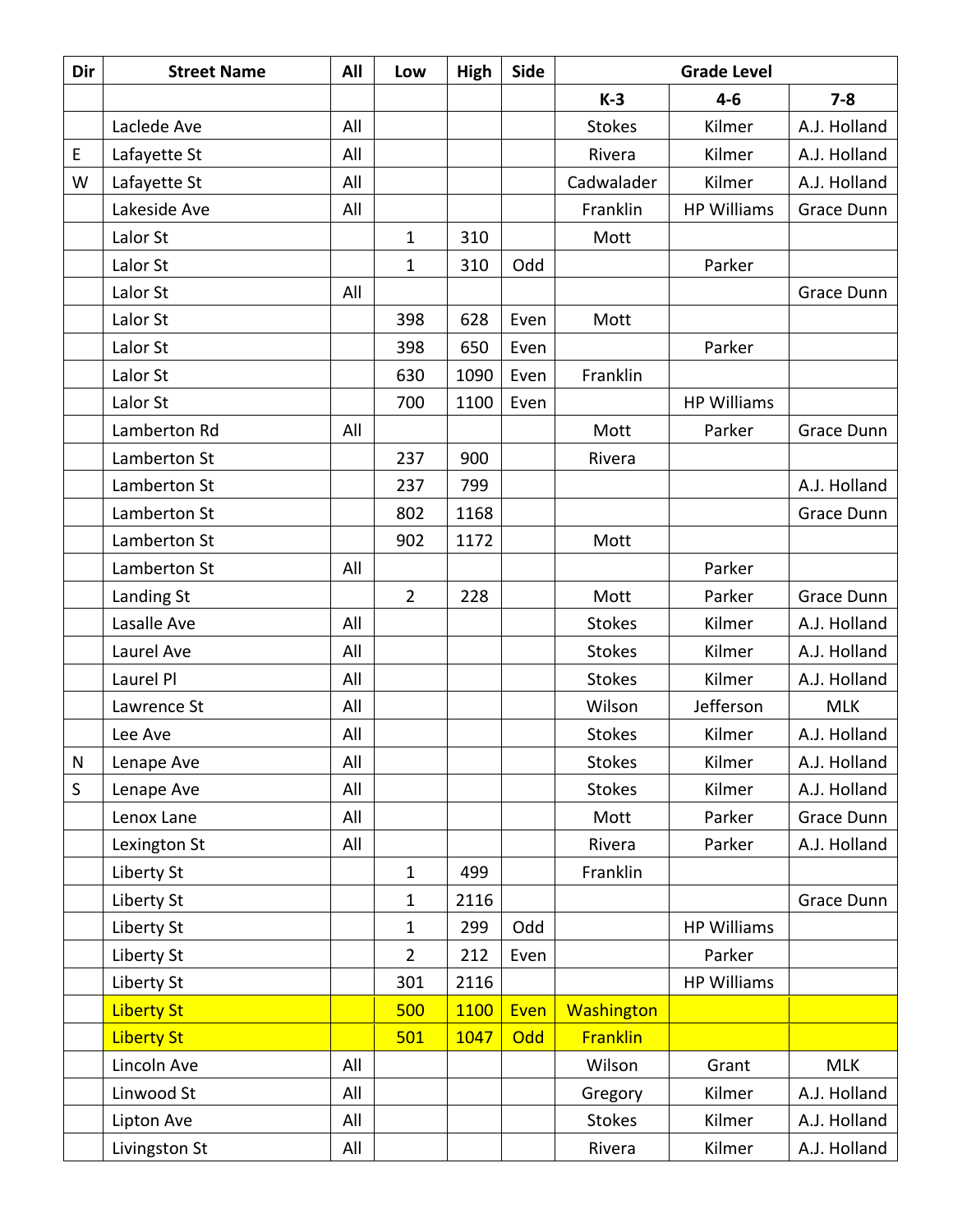| Dir | Street Name | All | Low | High | Side | Grade Level | | |
|---|---|---|---|---|---|---|---|---|
| | | | | | | K-3 | 4-6 | 7-8 |
| | Laclede Ave | All | | | | Stokes | Kilmer | A.J. Holland |
| E | Lafayette St | All | | | | Rivera | Kilmer | A.J. Holland |
| W | Lafayette St | All | | | | Cadwalader | Kilmer | A.J. Holland |
| | Lakeside Ave | All | | | | Franklin | HP Williams | Grace Dunn |
| | Lalor St | | 1 | 310 | | Mott | | |
| | Lalor St | | 1 | 310 | Odd | | Parker | |
| | Lalor St | All | | | | | | Grace Dunn |
| | Lalor St | | 398 | 628 | Even | Mott | | |
| | Lalor St | | 398 | 650 | Even | | Parker | |
| | Lalor St | | 630 | 1090 | Even | Franklin | | |
| | Lalor St | | 700 | 1100 | Even | | HP Williams | |
| | Lamberton Rd | All | | | | Mott | Parker | Grace Dunn |
| | Lamberton St | | 237 | 900 | | Rivera | | |
| | Lamberton St | | 237 | 799 | | | | A.J. Holland |
| | Lamberton St | | 802 | 1168 | | | | Grace Dunn |
| | Lamberton St | | 902 | 1172 | | Mott | | |
| | Lamberton St | All | | | | | Parker | |
| | Landing St | | 2 | 228 | | Mott | Parker | Grace Dunn |
| | Lasalle Ave | All | | | | Stokes | Kilmer | A.J. Holland |
| | Laurel Ave | All | | | | Stokes | Kilmer | A.J. Holland |
| | Laurel Pl | All | | | | Stokes | Kilmer | A.J. Holland |
| | Lawrence St | All | | | | Wilson | Jefferson | MLK |
| | Lee Ave | All | | | | Stokes | Kilmer | A.J. Holland |
| N | Lenape Ave | All | | | | Stokes | Kilmer | A.J. Holland |
| S | Lenape Ave | All | | | | Stokes | Kilmer | A.J. Holland |
| | Lenox Lane | All | | | | Mott | Parker | Grace Dunn |
| | Lexington St | All | | | | Rivera | Parker | A.J. Holland |
| | Liberty St | | 1 | 499 | | Franklin | | |
| | Liberty St | | 1 | 2116 | | | | Grace Dunn |
| | Liberty St | | 1 | 299 | Odd | | HP Williams | |
| | Liberty St | | 2 | 212 | Even | | Parker | |
| | Liberty St | | 301 | 2116 | | | HP Williams | |
| | Liberty St | | 500 | 1100 | Even | Washington | | |
| | Liberty St | | 501 | 1047 | Odd | Franklin | | |
| | Lincoln Ave | All | | | | Wilson | Grant | MLK |
| | Linwood St | All | | | | Gregory | Kilmer | A.J. Holland |
| | Lipton Ave | All | | | | Stokes | Kilmer | A.J. Holland |
| | Livingston St | All | | | | Rivera | Kilmer | A.J. Holland |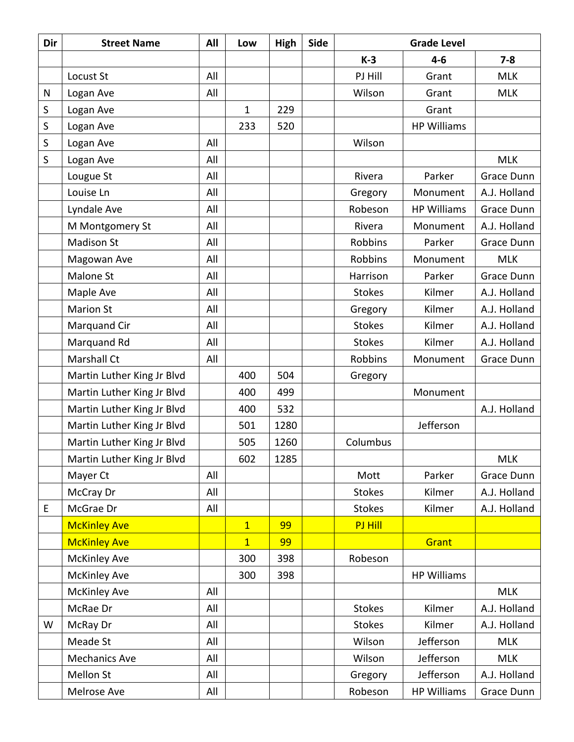| Dir | Street Name | All | Low | High | Side | Grade Level | | |
|---|---|---|---|---|---|---|---|---|
| | | | | | | K-3 | 4-6 | 7-8 |
| | Locust St | All | | | | PJ Hill | Grant | MLK |
| N | Logan Ave | All | | | | Wilson | Grant | MLK |
| S | Logan Ave | | 1 | 229 | | | Grant | |
| S | Logan Ave | | 233 | 520 | | | HP Williams | |
| S | Logan Ave | All | | | | Wilson | | |
| S | Logan Ave | All | | | | | | MLK |
| | Lougue St | All | | | | Rivera | Parker | Grace Dunn |
| | Louise Ln | All | | | | Gregory | Monument | A.J. Holland |
| | Lyndale Ave | All | | | | Robeson | HP Williams | Grace Dunn |
| | M Montgomery St | All | | | | Rivera | Monument | A.J. Holland |
| | Madison St | All | | | | Robbins | Parker | Grace Dunn |
| | Magowan Ave | All | | | | Robbins | Monument | MLK |
| | Malone St | All | | | | Harrison | Parker | Grace Dunn |
| | Maple Ave | All | | | | Stokes | Kilmer | A.J. Holland |
| | Marion St | All | | | | Gregory | Kilmer | A.J. Holland |
| | Marquand Cir | All | | | | Stokes | Kilmer | A.J. Holland |
| | Marquand Rd | All | | | | Stokes | Kilmer | A.J. Holland |
| | Marshall Ct | All | | | | Robbins | Monument | Grace Dunn |
| | Martin Luther King Jr Blvd | | 400 | 504 | | Gregory | | |
| | Martin Luther King Jr Blvd | | 400 | 499 | | | Monument | |
| | Martin Luther King Jr Blvd | | 400 | 532 | | | | A.J. Holland |
| | Martin Luther King Jr Blvd | | 501 | 1280 | | | Jefferson | |
| | Martin Luther King Jr Blvd | | 505 | 1260 | | Columbus | | |
| | Martin Luther King Jr Blvd | | 602 | 1285 | | | | MLK |
| | Mayer Ct | All | | | | Mott | Parker | Grace Dunn |
| | McCray Dr | All | | | | Stokes | Kilmer | A.J. Holland |
| E | McGrae Dr | All | | | | Stokes | Kilmer | A.J. Holland |
| | McKinley Ave | | 1 | 99 | | PJ Hill | | |
| | McKinley Ave | | 1 | 99 | | | Grant | |
| | McKinley Ave | | 300 | 398 | | Robeson | | |
| | McKinley Ave | | 300 | 398 | | | HP Williams | |
| | McKinley Ave | All | | | | | | MLK |
| | McRae Dr | All | | | | Stokes | Kilmer | A.J. Holland |
| W | McRay Dr | All | | | | Stokes | Kilmer | A.J. Holland |
| | Meade St | All | | | | Wilson | Jefferson | MLK |
| | Mechanics Ave | All | | | | Wilson | Jefferson | MLK |
| | Mellon St | All | | | | Gregory | Jefferson | A.J. Holland |
| | Melrose Ave | All | | | | Robeson | HP Williams | Grace Dunn |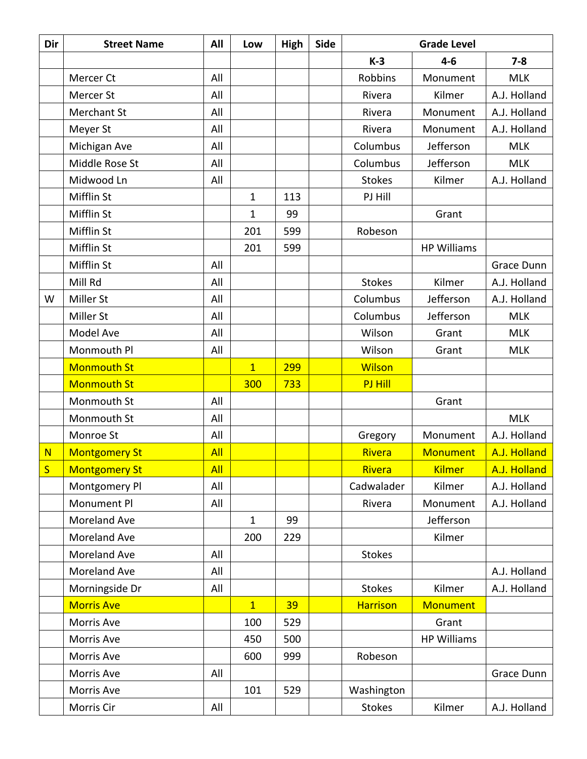| Dir | Street Name | All | Low | High | Side | Grade Level | | |
|---|---|---|---|---|---|---|---|---|
| | | | | | | K-3 | 4-6 | 7-8 |
| | Mercer Ct | All | | | | Robbins | Monument | MLK |
| | Mercer St | All | | | | Rivera | Kilmer | A.J. Holland |
| | Merchant St | All | | | | Rivera | Monument | A.J. Holland |
| | Meyer St | All | | | | Rivera | Monument | A.J. Holland |
| | Michigan Ave | All | | | | Columbus | Jefferson | MLK |
| | Middle Rose St | All | | | | Columbus | Jefferson | MLK |
| | Midwood Ln | All | | | | Stokes | Kilmer | A.J. Holland |
| | Mifflin St | | 1 | 113 | | PJ Hill | | |
| | Mifflin St | | 1 | 99 | | | Grant | |
| | Mifflin St | | 201 | 599 | | Robeson | | |
| | Mifflin St | | 201 | 599 | | | HP Williams | |
| | Mifflin St | All | | | | | | Grace Dunn |
| | Mill Rd | All | | | | Stokes | Kilmer | A.J. Holland |
| W | Miller St | All | | | | Columbus | Jefferson | A.J. Holland |
| | Miller St | All | | | | Columbus | Jefferson | MLK |
| | Model Ave | All | | | | Wilson | Grant | MLK |
| | Monmouth Pl | All | | | | Wilson | Grant | MLK |
| | Monmouth St | | 1 | 299 | | Wilson | | |
| | Monmouth St | | 300 | 733 | | PJ Hill | | |
| | Monmouth St | All | | | | | Grant | |
| | Monmouth St | All | | | | | | MLK |
| | Monroe St | All | | | | Gregory | Monument | A.J. Holland |
| N | Montgomery St | All | | | | Rivera | Monument | A.J. Holland |
| S | Montgomery St | All | | | | Rivera | Kilmer | A.J. Holland |
| | Montgomery Pl | All | | | | Cadwalader | Kilmer | A.J. Holland |
| | Monument Pl | All | | | | Rivera | Monument | A.J. Holland |
| | Moreland Ave | | 1 | 99 | | | Jefferson | |
| | Moreland Ave | | 200 | 229 | | | Kilmer | |
| | Moreland Ave | All | | | | Stokes | | |
| | Moreland Ave | All | | | | | | A.J. Holland |
| | Morningside Dr | All | | | | Stokes | Kilmer | A.J. Holland |
| | Morris Ave | | 1 | 39 | | Harrison | Monument | |
| | Morris Ave | | 100 | 529 | | | Grant | |
| | Morris Ave | | 450 | 500 | | | HP Williams | |
| | Morris Ave | | 600 | 999 | | Robeson | | |
| | Morris Ave | All | | | | | | Grace Dunn |
| | Morris Ave | | 101 | 529 | | Washington | | |
| | Morris Cir | All | | | | Stokes | Kilmer | A.J. Holland |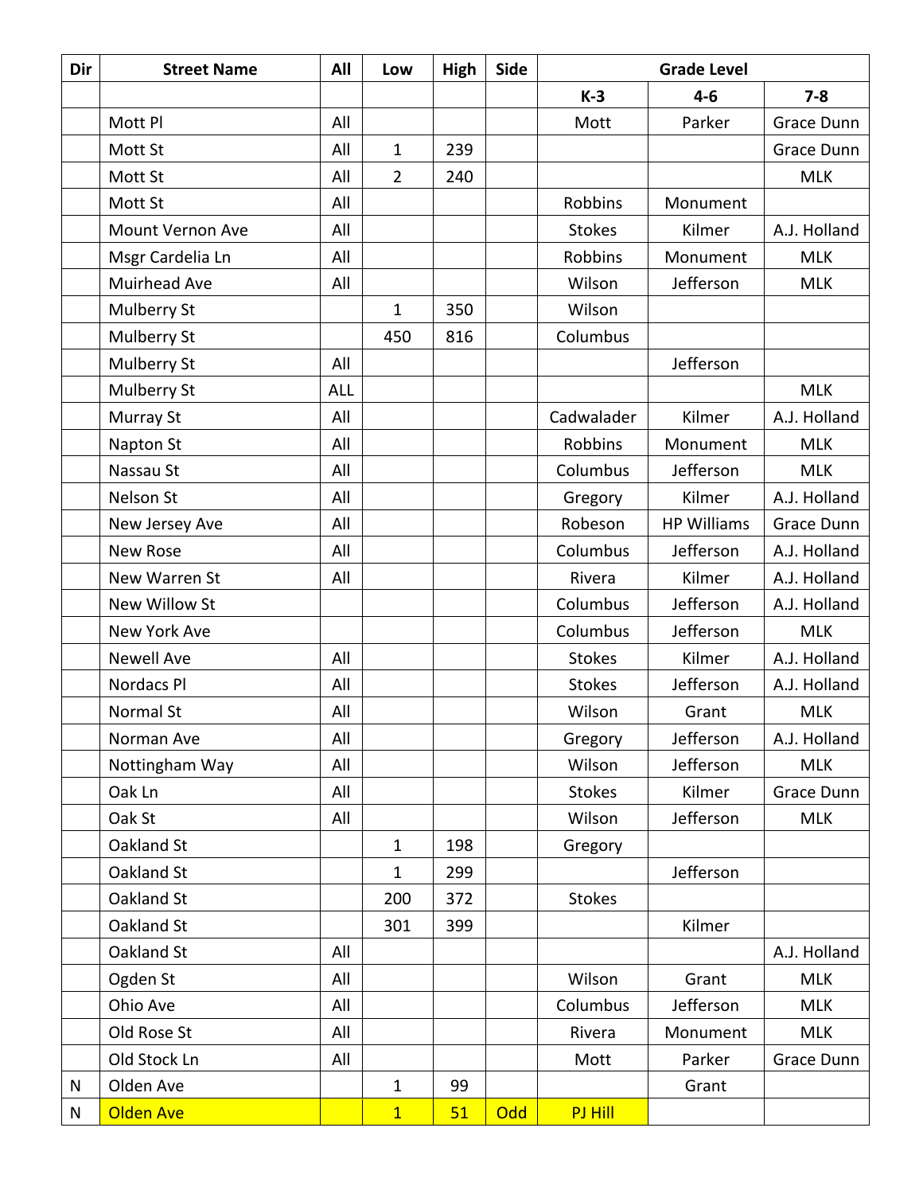| Dir | Street Name | All | Low | High | Side | Grade Level | | |
|---|---|---|---|---|---|---|---|---|
| | | | | | | K-3 | 4-6 | 7-8 |
| | Mott Pl | All | | | | Mott | Parker | Grace Dunn |
| | Mott St | All | 1 | 239 | | | | Grace Dunn |
| | Mott St | All | 2 | 240 | | | | MLK |
| | Mott St | All | | | | Robbins | Monument | |
| | Mount Vernon Ave | All | | | | Stokes | Kilmer | A.J. Holland |
| | Msgr Cardelia Ln | All | | | | Robbins | Monument | MLK |
| | Muirhead Ave | All | | | | Wilson | Jefferson | MLK |
| | Mulberry St | | 1 | 350 | | Wilson | | |
| | Mulberry St | | 450 | 816 | | Columbus | | |
| | Mulberry St | All | | | | | Jefferson | |
| | Mulberry St | ALL | | | | | | MLK |
| | Murray St | All | | | | Cadwalader | Kilmer | A.J. Holland |
| | Napton St | All | | | | Robbins | Monument | MLK |
| | Nassau St | All | | | | Columbus | Jefferson | MLK |
| | Nelson St | All | | | | Gregory | Kilmer | A.J. Holland |
| | New Jersey Ave | All | | | | Robeson | HP Williams | Grace Dunn |
| | New Rose | All | | | | Columbus | Jefferson | A.J. Holland |
| | New Warren St | All | | | | Rivera | Kilmer | A.J. Holland |
| | New Willow St | | | | | Columbus | Jefferson | A.J. Holland |
| | New York Ave | | | | | Columbus | Jefferson | MLK |
| | Newell Ave | All | | | | Stokes | Kilmer | A.J. Holland |
| | Nordacs Pl | All | | | | Stokes | Jefferson | A.J. Holland |
| | Normal St | All | | | | Wilson | Grant | MLK |
| | Norman Ave | All | | | | Gregory | Jefferson | A.J. Holland |
| | Nottingham Way | All | | | | Wilson | Jefferson | MLK |
| | Oak Ln | All | | | | Stokes | Kilmer | Grace Dunn |
| | Oak St | All | | | | Wilson | Jefferson | MLK |
| | Oakland St | | 1 | 198 | | Gregory | | |
| | Oakland St | | 1 | 299 | | | Jefferson | |
| | Oakland St | | 200 | 372 | | Stokes | | |
| | Oakland St | | 301 | 399 | | | Kilmer | |
| | Oakland St | All | | | | | | A.J. Holland |
| | Ogden St | All | | | | Wilson | Grant | MLK |
| | Ohio Ave | All | | | | Columbus | Jefferson | MLK |
| | Old Rose St | All | | | | Rivera | Monument | MLK |
| | Old Stock Ln | All | | | | Mott | Parker | Grace Dunn |
| N | Olden Ave | | 1 | 99 | | | Grant | |
| N | Olden Ave | | 1 | 51 | Odd | PJ Hill | | |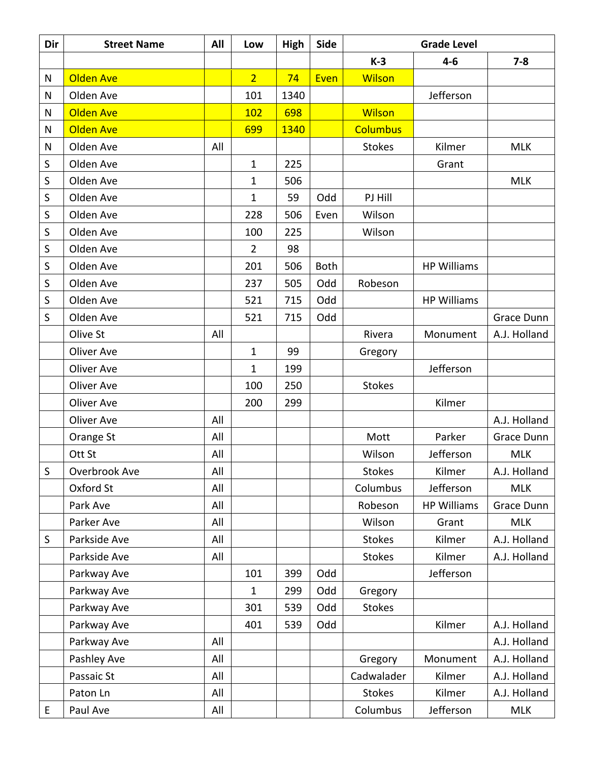| Dir | Street Name | All | Low | High | Side | Grade Level | | |
|---|---|---|---|---|---|---|---|---|
| | | | | | | K-3 | 4-6 | 7-8 |
| N | Olden Ave | | 2 | 74 | Even | Wilson | | |
| N | Olden Ave | | 101 | 1340 | | | Jefferson | |
| N | Olden Ave | | 102 | 698 | | Wilson | | |
| N | Olden Ave | | 699 | 1340 | | Columbus | | |
| N | Olden Ave | All | | | | Stokes | Kilmer | MLK |
| S | Olden Ave | | 1 | 225 | | | Grant | |
| S | Olden Ave | | 1 | 506 | | | | MLK |
| S | Olden Ave | | 1 | 59 | Odd | PJ Hill | | |
| S | Olden Ave | | 228 | 506 | Even | Wilson | | |
| S | Olden Ave | | 100 | 225 | | Wilson | | |
| S | Olden Ave | | 2 | 98 | | | | |
| S | Olden Ave | | 201 | 506 | Both | | HP Williams | |
| S | Olden Ave | | 237 | 505 | Odd | Robeson | | |
| S | Olden Ave | | 521 | 715 | Odd | | HP Williams | |
| S | Olden Ave | | 521 | 715 | Odd | | | Grace Dunn |
| | Olive St | All | | | | Rivera | Monument | A.J. Holland |
| | Oliver Ave | | 1 | 99 | | Gregory | | |
| | Oliver Ave | | 1 | 199 | | | Jefferson | |
| | Oliver Ave | | 100 | 250 | | Stokes | | |
| | Oliver Ave | | 200 | 299 | | | Kilmer | |
| | Oliver Ave | All | | | | | | A.J. Holland |
| | Orange St | All | | | | Mott | Parker | Grace Dunn |
| | Ott St | All | | | | Wilson | Jefferson | MLK |
| S | Overbrook Ave | All | | | | Stokes | Kilmer | A.J. Holland |
| | Oxford St | All | | | | Columbus | Jefferson | MLK |
| | Park Ave | All | | | | Robeson | HP Williams | Grace Dunn |
| | Parker Ave | All | | | | Wilson | Grant | MLK |
| S | Parkside Ave | All | | | | Stokes | Kilmer | A.J. Holland |
| | Parkside Ave | All | | | | Stokes | Kilmer | A.J. Holland |
| | Parkway Ave | | 101 | 399 | Odd | | Jefferson | |
| | Parkway Ave | | 1 | 299 | Odd | Gregory | | |
| | Parkway Ave | | 301 | 539 | Odd | Stokes | | |
| | Parkway Ave | | 401 | 539 | Odd | | Kilmer | A.J. Holland |
| | Parkway Ave | All | | | | | | A.J. Holland |
| | Pashley Ave | All | | | | Gregory | Monument | A.J. Holland |
| | Passaic St | All | | | | Cadwalader | Kilmer | A.J. Holland |
| | Paton Ln | All | | | | Stokes | Kilmer | A.J. Holland |
| E | Paul Ave | All | | | | Columbus | Jefferson | MLK |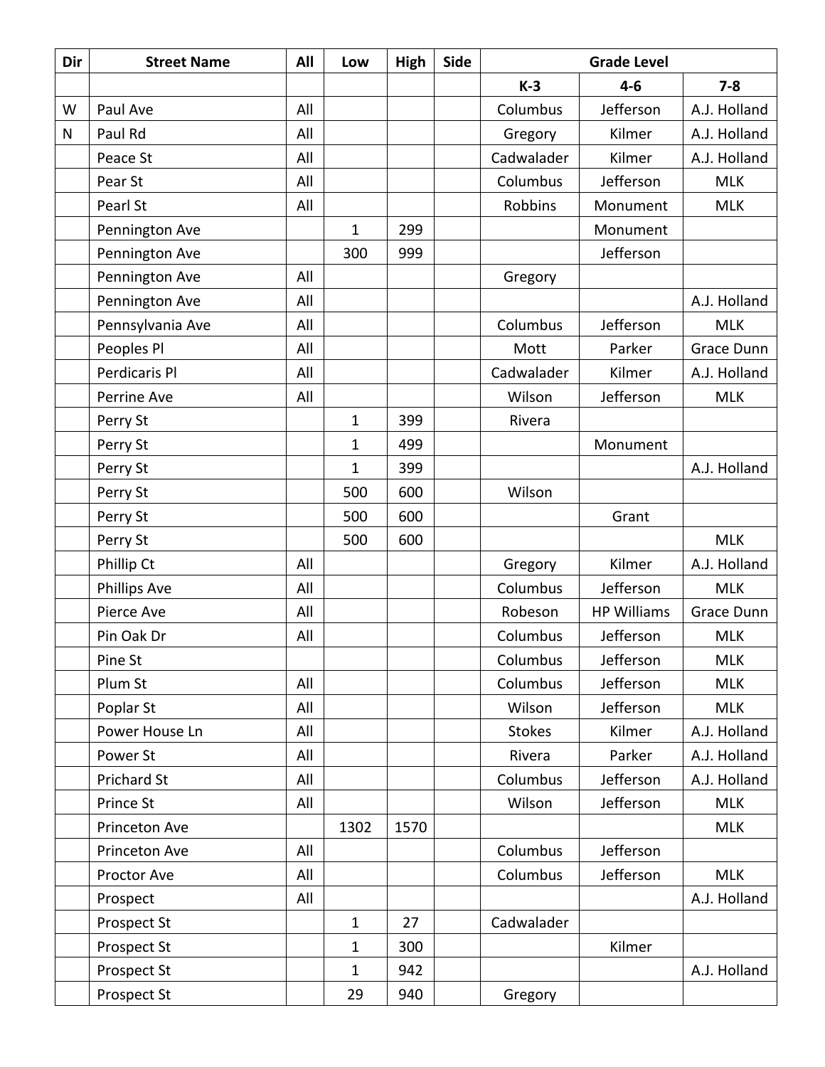| Dir | Street Name | All | Low | High | Side | Grade Level | | |
|---|---|---|---|---|---|---|---|---|
| | | | | | | K-3 | 4-6 | 7-8 |
| W | Paul Ave | All | | | | Columbus | Jefferson | A.J. Holland |
| N | Paul Rd | All | | | | Gregory | Kilmer | A.J. Holland |
| | Peace St | All | | | | Cadwalader | Kilmer | A.J. Holland |
| | Pear St | All | | | | Columbus | Jefferson | MLK |
| | Pearl St | All | | | | Robbins | Monument | MLK |
| | Pennington Ave | | 1 | 299 | | | Monument | |
| | Pennington Ave | | 300 | 999 | | | Jefferson | |
| | Pennington Ave | All | | | | Gregory | | |
| | Pennington Ave | All | | | | | | A.J. Holland |
| | Pennsylvania Ave | All | | | | Columbus | Jefferson | MLK |
| | Peoples Pl | All | | | | Mott | Parker | Grace Dunn |
| | Perdicaris Pl | All | | | | Cadwalader | Kilmer | A.J. Holland |
| | Perrine Ave | All | | | | Wilson | Jefferson | MLK |
| | Perry St | | 1 | 399 | | Rivera | | |
| | Perry St | | 1 | 499 | | | Monument | |
| | Perry St | | 1 | 399 | | | | A.J. Holland |
| | Perry St | | 500 | 600 | | Wilson | | |
| | Perry St | | 500 | 600 | | | Grant | |
| | Perry St | | 500 | 600 | | | | MLK |
| | Phillip Ct | All | | | | Gregory | Kilmer | A.J. Holland |
| | Phillips Ave | All | | | | Columbus | Jefferson | MLK |
| | Pierce Ave | All | | | | Robeson | HP Williams | Grace Dunn |
| | Pin Oak Dr | All | | | | Columbus | Jefferson | MLK |
| | Pine St | | | | | Columbus | Jefferson | MLK |
| | Plum St | All | | | | Columbus | Jefferson | MLK |
| | Poplar St | All | | | | Wilson | Jefferson | MLK |
| | Power House Ln | All | | | | Stokes | Kilmer | A.J. Holland |
| | Power St | All | | | | Rivera | Parker | A.J. Holland |
| | Prichard St | All | | | | Columbus | Jefferson | A.J. Holland |
| | Prince St | All | | | | Wilson | Jefferson | MLK |
| | Princeton Ave | | 1302 | 1570 | | | | MLK |
| | Princeton Ave | All | | | | Columbus | Jefferson | |
| | Proctor Ave | All | | | | Columbus | Jefferson | MLK |
| | Prospect | All | | | | | | A.J. Holland |
| | Prospect St | | 1 | 27 | | Cadwalader | | |
| | Prospect St | | 1 | 300 | | | Kilmer | |
| | Prospect St | | 1 | 942 | | | | A.J. Holland |
| | Prospect St | | 29 | 940 | | Gregory | | |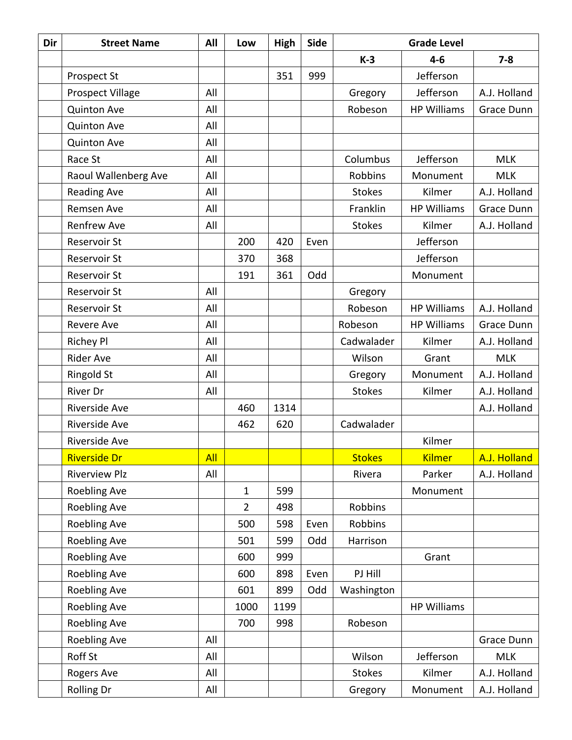| Dir | Street Name | All | Low | High | Side | Grade Level | | |
|---|---|---|---|---|---|---|---|---|
| | | | | | | K-3 | 4-6 | 7-8 |
| | Prospect St | | | 351 | 999 | | Jefferson | |
| | Prospect Village | All | | | | Gregory | Jefferson | A.J. Holland |
| | Quinton Ave | All | | | | Robeson | HP Williams | Grace Dunn |
| | Quinton Ave | All | | | | | | |
| | Quinton Ave | All | | | | | | |
| | Race St | All | | | | Columbus | Jefferson | MLK |
| | Raoul Wallenberg Ave | All | | | | Robbins | Monument | MLK |
| | Reading Ave | All | | | | Stokes | Kilmer | A.J. Holland |
| | Remsen Ave | All | | | | Franklin | HP Williams | Grace Dunn |
| | Renfrew Ave | All | | | | Stokes | Kilmer | A.J. Holland |
| | Reservoir St | | 200 | 420 | Even | | Jefferson | |
| | Reservoir St | | 370 | 368 | | | Jefferson | |
| | Reservoir St | | 191 | 361 | Odd | | Monument | |
| | Reservoir St | All | | | | Gregory | | |
| | Reservoir St | All | | | | Robeson | HP Williams | A.J. Holland |
| | Revere Ave | All | | | | Robeson | HP Williams | Grace Dunn |
| | Richey Pl | All | | | | Cadwalader | Kilmer | A.J. Holland |
| | Rider Ave | All | | | | Wilson | Grant | MLK |
| | Ringold St | All | | | | Gregory | Monument | A.J. Holland |
| | River Dr | All | | | | Stokes | Kilmer | A.J. Holland |
| | Riverside Ave | | 460 | 1314 | | | | A.J. Holland |
| | Riverside Ave | | 462 | 620 | | Cadwalader | | |
| | Riverside Ave | | | | | | Kilmer | |
| | Riverside Dr | All | | | | Stokes | Kilmer | A.J. Holland |
| | Riverview Plz | All | | | | Rivera | Parker | A.J. Holland |
| | Roebling Ave | | 1 | 599 | | | Monument | |
| | Roebling Ave | | 2 | 498 | | Robbins | | |
| | Roebling Ave | | 500 | 598 | Even | Robbins | | |
| | Roebling Ave | | 501 | 599 | Odd | Harrison | | |
| | Roebling Ave | | 600 | 999 | | | Grant | |
| | Roebling Ave | | 600 | 898 | Even | PJ Hill | | |
| | Roebling Ave | | 601 | 899 | Odd | Washington | | |
| | Roebling Ave | | 1000 | 1199 | | | HP Williams | |
| | Roebling Ave | | 700 | 998 | | Robeson | | |
| | Roebling Ave | All | | | | | | Grace Dunn |
| | Roff St | All | | | | Wilson | Jefferson | MLK |
| | Rogers Ave | All | | | | Stokes | Kilmer | A.J. Holland |
| | Rolling Dr | All | | | | Gregory | Monument | A.J. Holland |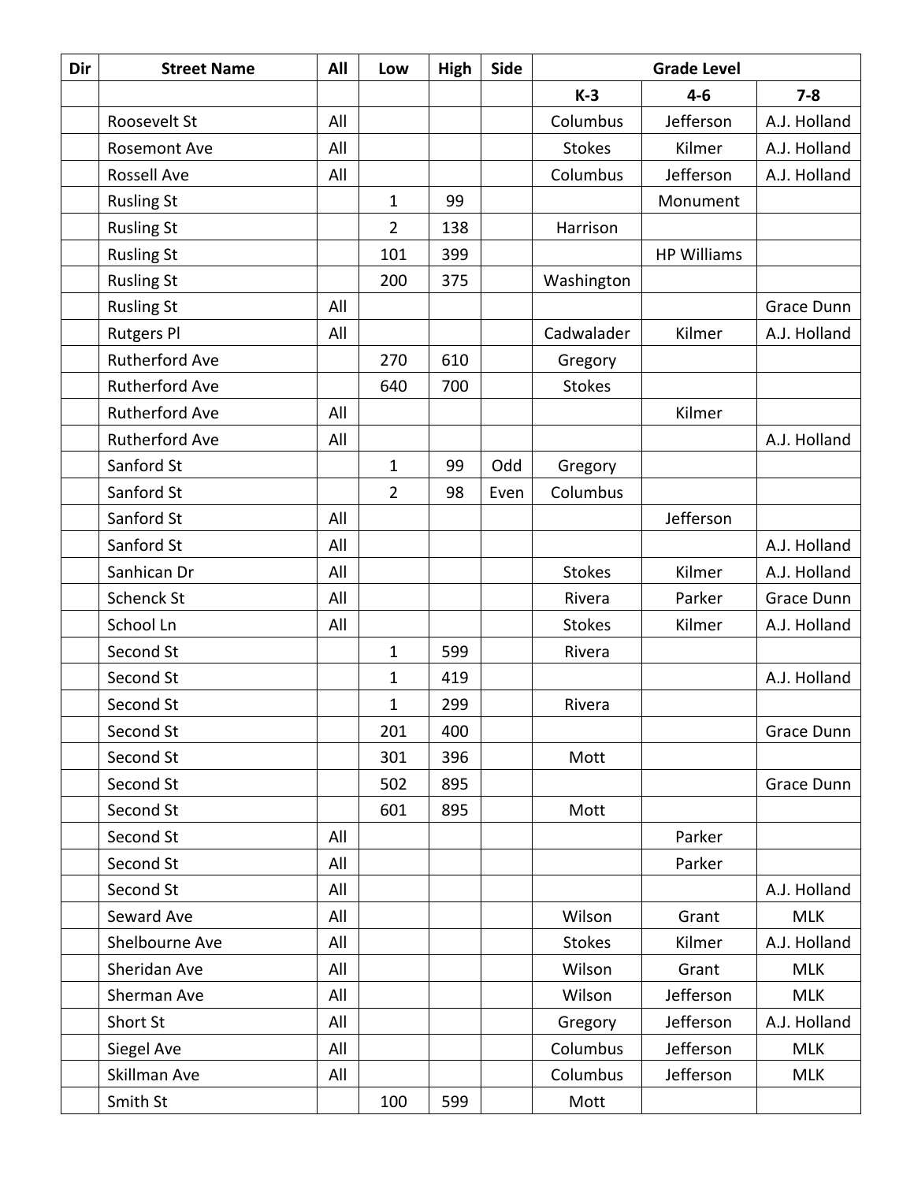| Dir | Street Name | All | Low | High | Side | Grade Level | | |
|---|---|---|---|---|---|---|---|---|
| | | | | | | K-3 | 4-6 | 7-8 |
| | Roosevelt St | All | | | | Columbus | Jefferson | A.J. Holland |
| | Rosemont Ave | All | | | | Stokes | Kilmer | A.J. Holland |
| | Rossell Ave | All | | | | Columbus | Jefferson | A.J. Holland |
| | Rusling St | | 1 | 99 | | | Monument | |
| | Rusling St | | 2 | 138 | | Harrison | | |
| | Rusling St | | 101 | 399 | | | HP Williams | |
| | Rusling St | | 200 | 375 | | Washington | | |
| | Rusling St | All | | | | | | Grace Dunn |
| | Rutgers Pl | All | | | | Cadwalader | Kilmer | A.J. Holland |
| | Rutherford Ave | | 270 | 610 | | Gregory | | |
| | Rutherford Ave | | 640 | 700 | | Stokes | | |
| | Rutherford Ave | All | | | | | Kilmer | |
| | Rutherford Ave | All | | | | | | A.J. Holland |
| | Sanford St | | 1 | 99 | Odd | Gregory | | |
| | Sanford St | | 2 | 98 | Even | Columbus | | |
| | Sanford St | All | | | | | Jefferson | |
| | Sanford St | All | | | | | | A.J. Holland |
| | Sanhican Dr | All | | | | Stokes | Kilmer | A.J. Holland |
| | Schenck St | All | | | | Rivera | Parker | Grace Dunn |
| | School Ln | All | | | | Stokes | Kilmer | A.J. Holland |
| | Second St | | 1 | 599 | | Rivera | | |
| | Second St | | 1 | 419 | | | | A.J. Holland |
| | Second St | | 1 | 299 | | Rivera | | |
| | Second St | | 201 | 400 | | | | Grace Dunn |
| | Second St | | 301 | 396 | | Mott | | |
| | Second St | | 502 | 895 | | | | Grace Dunn |
| | Second St | | 601 | 895 | | Mott | | |
| | Second St | All | | | | | Parker | |
| | Second St | All | | | | | Parker | |
| | Second St | All | | | | | | A.J. Holland |
| | Seward Ave | All | | | | Wilson | Grant | MLK |
| | Shelbourne Ave | All | | | | Stokes | Kilmer | A.J. Holland |
| | Sheridan Ave | All | | | | Wilson | Grant | MLK |
| | Sherman Ave | All | | | | Wilson | Jefferson | MLK |
| | Short St | All | | | | Gregory | Jefferson | A.J. Holland |
| | Siegel Ave | All | | | | Columbus | Jefferson | MLK |
| | Skillman Ave | All | | | | Columbus | Jefferson | MLK |
| | Smith St | | 100 | 599 | | Mott | | |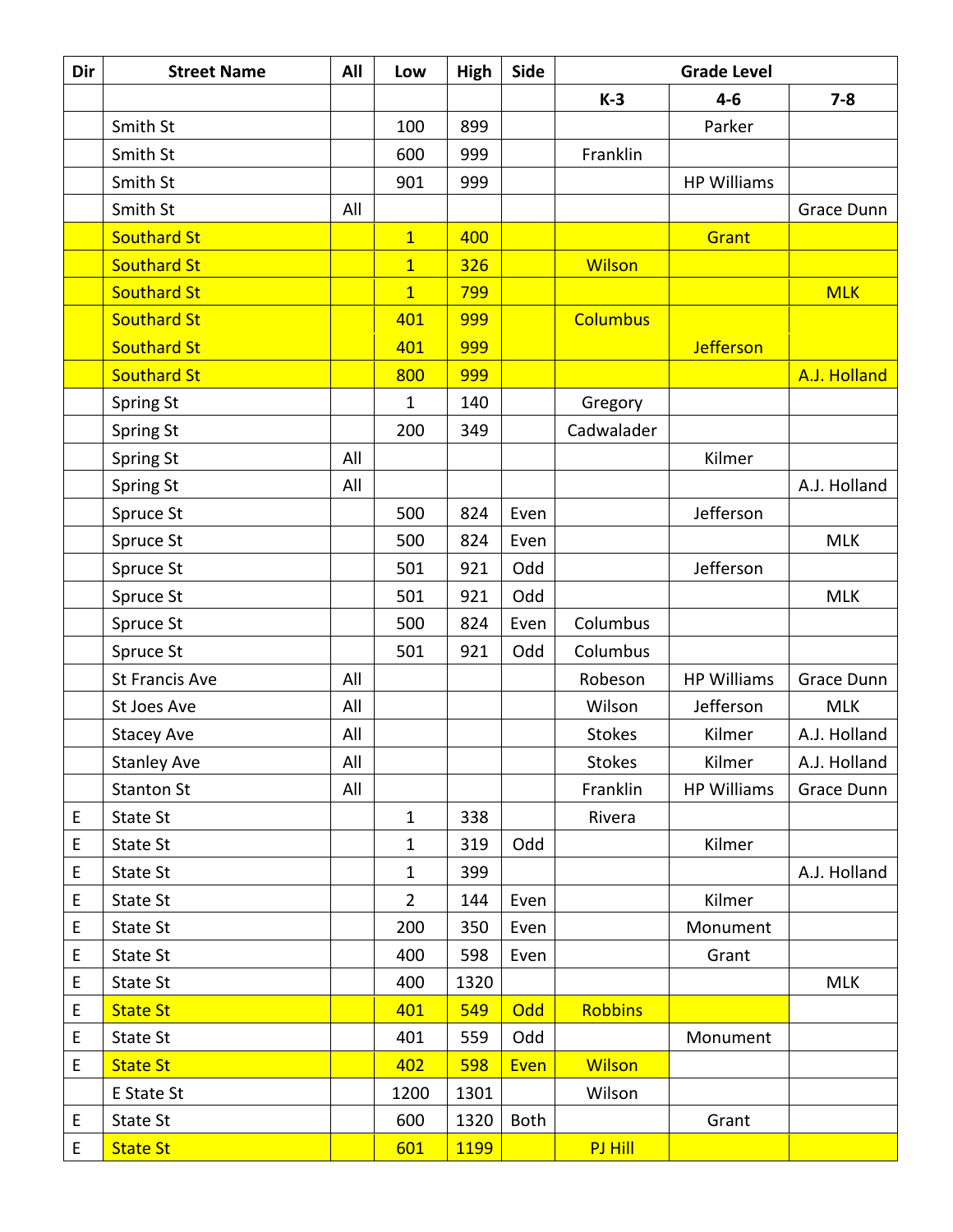| Dir | Street Name | All | Low | High | Side | Grade Level | | |
|---|---|---|---|---|---|---|---|---|
| | | | | | | K-3 | 4-6 | 7-8 |
| | Smith St | | 100 | 899 | | | Parker | |
| | Smith St | | 600 | 999 | | Franklin | | |
| | Smith St | | 901 | 999 | | | HP Williams | |
| | Smith St | All | | | | | | Grace Dunn |
| | Southard St | | 1 | 400 | | | Grant | |
| | Southard St | | 1 | 326 | | Wilson | | |
| | Southard St | | 1 | 799 | | | | MLK |
| | Southard St | | 401 | 999 | | Columbus | | |
| | Southard St | | 401 | 999 | | | Jefferson | |
| | Southard St | | 800 | 999 | | | | A.J. Holland |
| | Spring St | | 1 | 140 | | Gregory | | |
| | Spring St | | 200 | 349 | | Cadwalader | | |
| | Spring St | All | | | | | Kilmer | |
| | Spring St | All | | | | | | A.J. Holland |
| | Spruce St | | 500 | 824 | Even | | Jefferson | |
| | Spruce St | | 500 | 824 | Even | | | MLK |
| | Spruce St | | 501 | 921 | Odd | | Jefferson | |
| | Spruce St | | 501 | 921 | Odd | | | MLK |
| | Spruce St | | 500 | 824 | Even | Columbus | | |
| | Spruce St | | 501 | 921 | Odd | Columbus | | |
| | St Francis Ave | All | | | | Robeson | HP Williams | Grace Dunn |
| | St Joes Ave | All | | | | Wilson | Jefferson | MLK |
| | Stacey Ave | All | | | | Stokes | Kilmer | A.J. Holland |
| | Stanley Ave | All | | | | Stokes | Kilmer | A.J. Holland |
| | Stanton St | All | | | | Franklin | HP Williams | Grace Dunn |
| E | State St | | 1 | 338 | | Rivera | | |
| E | State St | | 1 | 319 | Odd | | Kilmer | |
| E | State St | | 1 | 399 | | | | A.J. Holland |
| E | State St | | 2 | 144 | Even | | Kilmer | |
| E | State St | | 200 | 350 | Even | | Monument | |
| E | State St | | 400 | 598 | Even | | Grant | |
| E | State St | | 400 | 1320 | | | | MLK |
| E | State St | | 401 | 549 | Odd | Robbins | | |
| E | State St | | 401 | 559 | Odd | | Monument | |
| E | State St | | 402 | 598 | Even | Wilson | | |
| | E State St | | 1200 | 1301 | | Wilson | | |
| E | State St | | 600 | 1320 | Both | | Grant | |
| E | State St | | 601 | 1199 | | PJ Hill | | |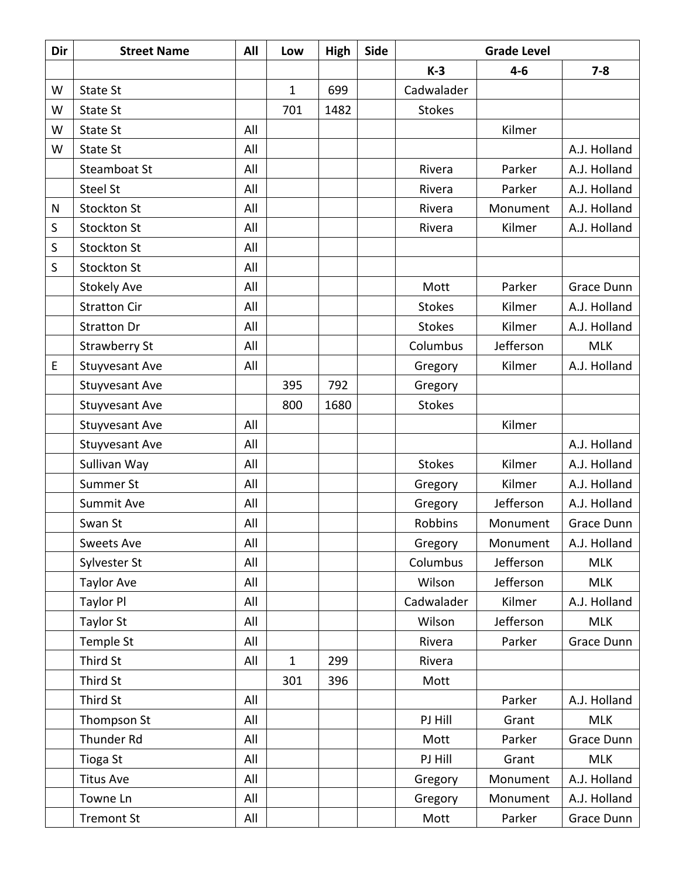| Dir | Street Name | All | Low | High | Side | Grade Level | | |
|---|---|---|---|---|---|---|---|---|
| | | | | | | K-3 | 4-6 | 7-8 |
| W | State St | | 1 | 699 | | Cadwalader | | |
| W | State St | | 701 | 1482 | | Stokes | | |
| W | State St | All | | | | | Kilmer | |
| W | State St | All | | | | | | A.J. Holland |
| | Steamboat St | All | | | | Rivera | Parker | A.J. Holland |
| | Steel St | All | | | | Rivera | Parker | A.J. Holland |
| N | Stockton St | All | | | | Rivera | Monument | A.J. Holland |
| S | Stockton St | All | | | | Rivera | Kilmer | A.J. Holland |
| S | Stockton St | All | | | | | | |
| S | Stockton St | All | | | | | | |
| | Stokely Ave | All | | | | Mott | Parker | Grace Dunn |
| | Stratton Cir | All | | | | Stokes | Kilmer | A.J. Holland |
| | Stratton Dr | All | | | | Stokes | Kilmer | A.J. Holland |
| | Strawberry St | All | | | | Columbus | Jefferson | MLK |
| E | Stuyvesant Ave | All | | | | Gregory | Kilmer | A.J. Holland |
| | Stuyvesant Ave | | 395 | 792 | | Gregory | | |
| | Stuyvesant Ave | | 800 | 1680 | | Stokes | | |
| | Stuyvesant Ave | All | | | | | Kilmer | |
| | Stuyvesant Ave | All | | | | | | A.J. Holland |
| | Sullivan Way | All | | | | Stokes | Kilmer | A.J. Holland |
| | Summer St | All | | | | Gregory | Kilmer | A.J. Holland |
| | Summit Ave | All | | | | Gregory | Jefferson | A.J. Holland |
| | Swan St | All | | | | Robbins | Monument | Grace Dunn |
| | Sweets Ave | All | | | | Gregory | Monument | A.J. Holland |
| | Sylvester St | All | | | | Columbus | Jefferson | MLK |
| | Taylor Ave | All | | | | Wilson | Jefferson | MLK |
| | Taylor Pl | All | | | | Cadwalader | Kilmer | A.J. Holland |
| | Taylor St | All | | | | Wilson | Jefferson | MLK |
| | Temple St | All | | | | Rivera | Parker | Grace Dunn |
| | Third St | All | 1 | 299 | | Rivera | | |
| | Third St | | 301 | 396 | | Mott | | |
| | Third St | All | | | | | Parker | A.J. Holland |
| | Thompson St | All | | | | PJ Hill | Grant | MLK |
| | Thunder Rd | All | | | | Mott | Parker | Grace Dunn |
| | Tioga St | All | | | | PJ Hill | Grant | MLK |
| | Titus Ave | All | | | | Gregory | Monument | A.J. Holland |
| | Towne Ln | All | | | | Gregory | Monument | A.J. Holland |
| | Tremont St | All | | | | Mott | Parker | Grace Dunn |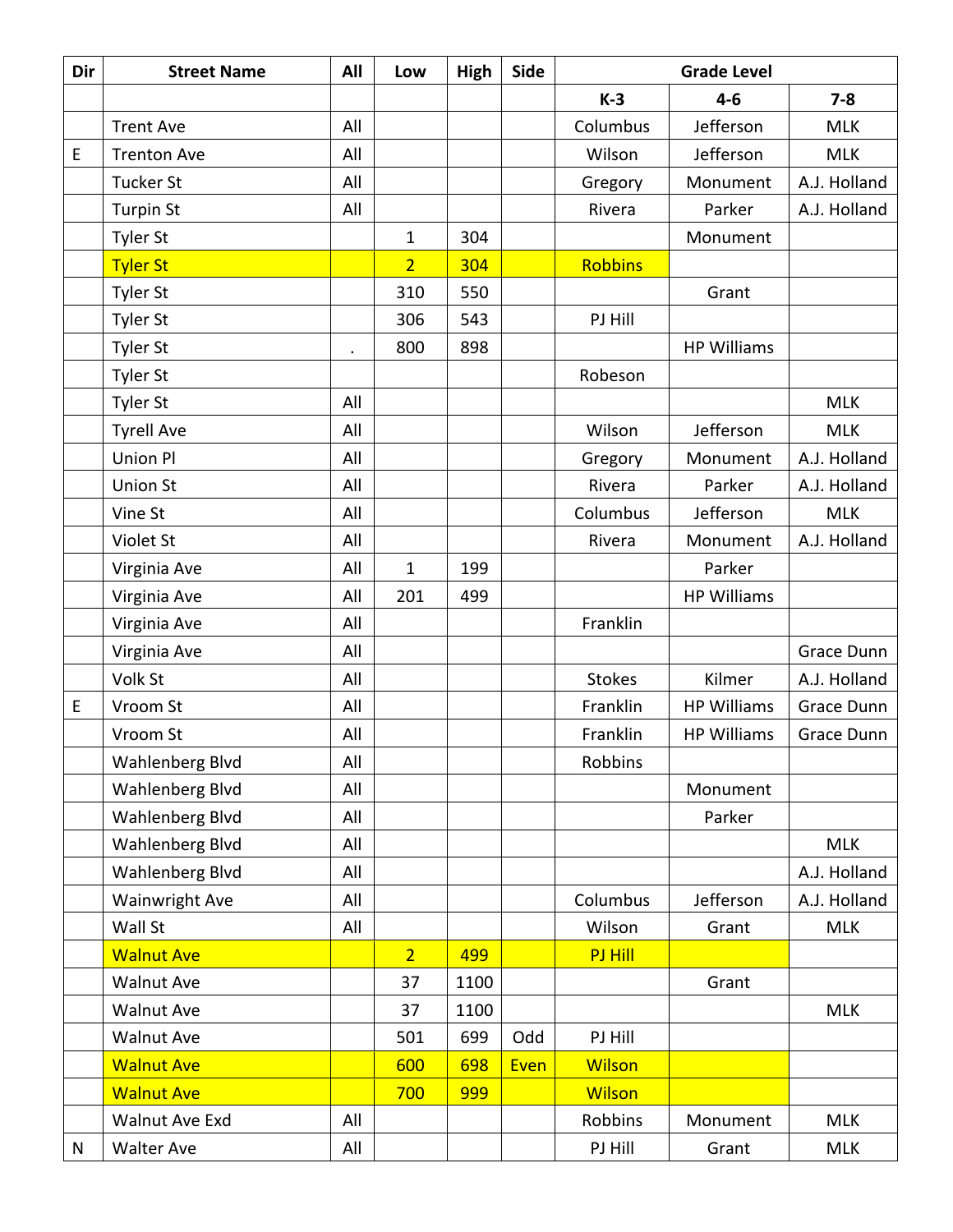| Dir | Street Name | All | Low | High | Side | Grade Level | | |
|---|---|---|---|---|---|---|---|---|
| | | | | | | K-3 | 4-6 | 7-8 |
| | Trent Ave | All | | | | Columbus | Jefferson | MLK |
| E | Trenton Ave | All | | | | Wilson | Jefferson | MLK |
| | Tucker St | All | | | | Gregory | Monument | A.J. Holland |
| | Turpin St | All | | | | Rivera | Parker | A.J. Holland |
| | Tyler St | | 1 | 304 | | | Monument | |
| | Tyler St | | 2 | 304 | | Robbins | | |
| | Tyler St | | 310 | 550 | | | Grant | |
| | Tyler St | | 306 | 543 | | PJ Hill | | |
| | Tyler St | . | 800 | 898 | | | HP Williams | |
| | Tyler St | | | | | Robeson | | |
| | Tyler St | All | | | | | | MLK |
| | Tyrell Ave | All | | | | Wilson | Jefferson | MLK |
| | Union Pl | All | | | | Gregory | Monument | A.J. Holland |
| | Union St | All | | | | Rivera | Parker | A.J. Holland |
| | Vine St | All | | | | Columbus | Jefferson | MLK |
| | Violet St | All | | | | Rivera | Monument | A.J. Holland |
| | Virginia Ave | All | 1 | 199 | | | Parker | |
| | Virginia Ave | All | 201 | 499 | | | HP Williams | |
| | Virginia Ave | All | | | | Franklin | | |
| | Virginia Ave | All | | | | | | Grace Dunn |
| | Volk St | All | | | | Stokes | Kilmer | A.J. Holland |
| E | Vroom St | All | | | | Franklin | HP Williams | Grace Dunn |
| | Vroom St | All | | | | Franklin | HP Williams | Grace Dunn |
| | Wahlenberg Blvd | All | | | | Robbins | | |
| | Wahlenberg Blvd | All | | | | | Monument | |
| | Wahlenberg Blvd | All | | | | | Parker | |
| | Wahlenberg Blvd | All | | | | | | MLK |
| | Wahlenberg Blvd | All | | | | | | A.J. Holland |
| | Wainwright Ave | All | | | | Columbus | Jefferson | A.J. Holland |
| | Wall St | All | | | | Wilson | Grant | MLK |
| | Walnut Ave | | 2 | 499 | | PJ Hill | | |
| | Walnut Ave | | 37 | 1100 | | | Grant | |
| | Walnut Ave | | 37 | 1100 | | | | MLK |
| | Walnut Ave | | 501 | 699 | Odd | PJ Hill | | |
| | Walnut Ave | | 600 | 698 | Even | Wilson | | |
| | Walnut Ave | | 700 | 999 | | Wilson | | |
| | Walnut Ave Exd | All | | | | Robbins | Monument | MLK |
| N | Walter Ave | All | | | | PJ Hill | Grant | MLK |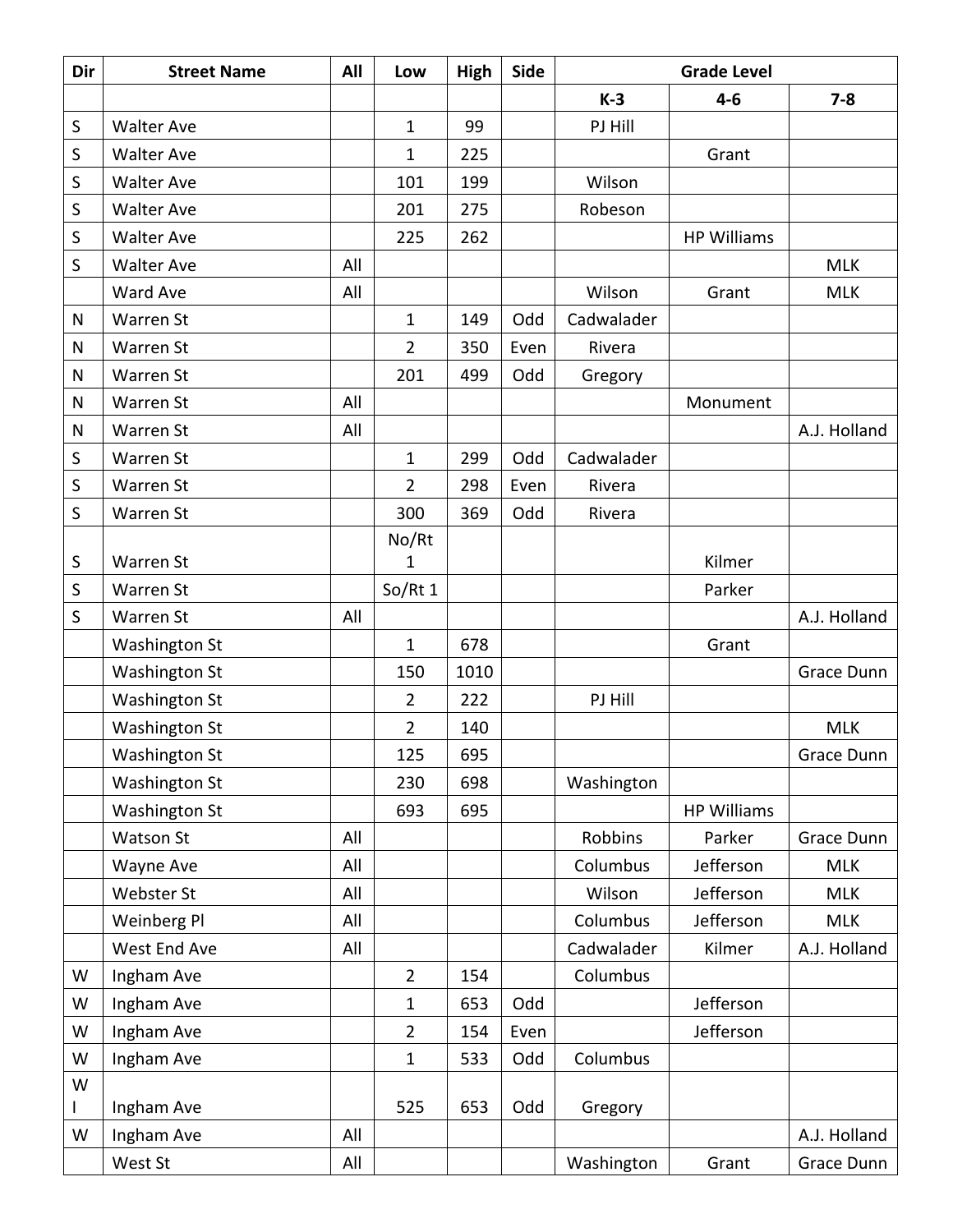| Dir | Street Name | All | Low | High | Side | Grade Level | | |
|---|---|---|---|---|---|---|---|---|
| | | | | | | K-3 | 4-6 | 7-8 |
| S | Walter Ave | | 1 | 99 | | PJ Hill | | |
| S | Walter Ave | | 1 | 225 | | | Grant | |
| S | Walter Ave | | 101 | 199 | | Wilson | | |
| S | Walter Ave | | 201 | 275 | | Robeson | | |
| S | Walter Ave | | 225 | 262 | | | HP Williams | |
| S | Walter Ave | All | | | | | | MLK |
| | Ward Ave | All | | | | Wilson | Grant | MLK |
| N | Warren St | | 1 | 149 | Odd | Cadwalader | | |
| N | Warren St | | 2 | 350 | Even | Rivera | | |
| N | Warren St | | 201 | 499 | Odd | Gregory | | |
| N | Warren St | All | | | | | Monument | |
| N | Warren St | All | | | | | | A.J. Holland |
| S | Warren St | | 1 | 299 | Odd | Cadwalader | | |
| S | Warren St | | 2 | 298 | Even | Rivera | | |
| S | Warren St | | 300 | 369 | Odd | Rivera | | |
| S | Warren St | | No/Rt 1 | | | | Kilmer | |
| S | Warren St | | So/Rt 1 | | | | Parker | |
| S | Warren St | All | | | | | | A.J. Holland |
| | Washington St | | 1 | 678 | | | Grant | |
| | Washington St | | 150 | 1010 | | | | Grace Dunn |
| | Washington St | | 2 | 222 | | PJ Hill | | |
| | Washington St | | 2 | 140 | | | | MLK |
| | Washington St | | 125 | 695 | | | | Grace Dunn |
| | Washington St | | 230 | 698 | | Washington | | |
| | Washington St | | 693 | 695 | | | HP Williams | |
| | Watson St | All | | | | Robbins | Parker | Grace Dunn |
| | Wayne Ave | All | | | | Columbus | Jefferson | MLK |
| | Webster St | All | | | | Wilson | Jefferson | MLK |
| | Weinberg Pl | All | | | | Columbus | Jefferson | MLK |
| | West End Ave | All | | | | Cadwalader | Kilmer | A.J. Holland |
| W | Ingham Ave | | 2 | 154 | | Columbus | | |
| W | Ingham Ave | | 1 | 653 | Odd | | Jefferson | |
| W | Ingham Ave | | 2 | 154 | Even | | Jefferson | |
| W | Ingham Ave | | 1 | 533 | Odd | Columbus | | |
| W I | Ingham Ave | | 525 | 653 | Odd | Gregory | | |
| W | Ingham Ave | All | | | | | | A.J. Holland |
| | West St | All | | | | Washington | Grant | Grace Dunn |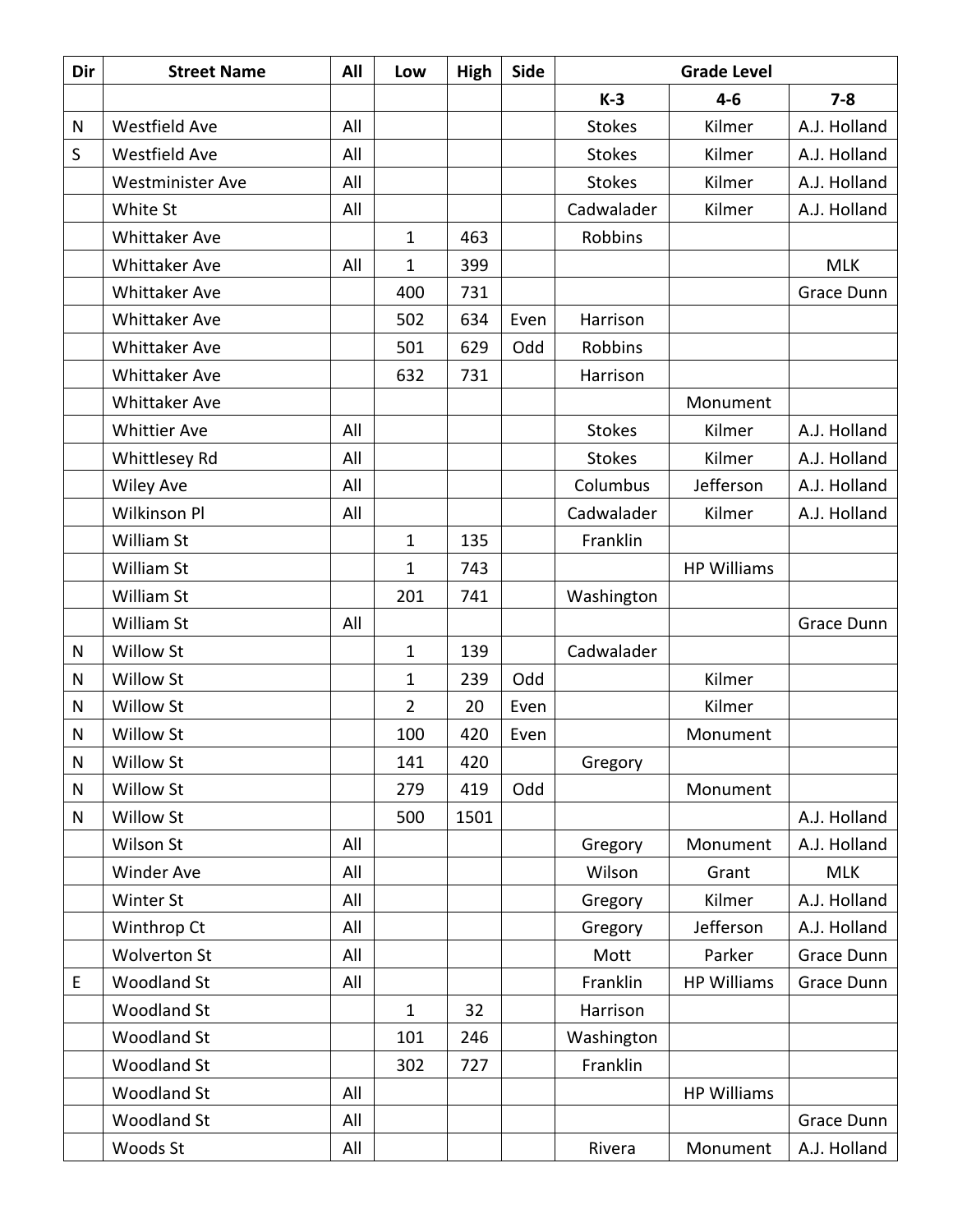| Dir | Street Name | All | Low | High | Side | Grade Level | | |
|---|---|---|---|---|---|---|---|---|
| | | | | | | K-3 | 4-6 | 7-8 |
| N | Westfield Ave | All | | | | Stokes | Kilmer | A.J. Holland |
| S | Westfield Ave | All | | | | Stokes | Kilmer | A.J. Holland |
| | Westminister Ave | All | | | | Stokes | Kilmer | A.J. Holland |
| | White St | All | | | | Cadwalader | Kilmer | A.J. Holland |
| | Whittaker Ave | | 1 | 463 | | Robbins | | |
| | Whittaker Ave | All | 1 | 399 | | | | MLK |
| | Whittaker Ave | | 400 | 731 | | | | Grace Dunn |
| | Whittaker Ave | | 502 | 634 | Even | Harrison | | |
| | Whittaker Ave | | 501 | 629 | Odd | Robbins | | |
| | Whittaker Ave | | 632 | 731 | | Harrison | | |
| | Whittaker Ave | | | | | | Monument | |
| | Whittier Ave | All | | | | Stokes | Kilmer | A.J. Holland |
| | Whittlesey Rd | All | | | | Stokes | Kilmer | A.J. Holland |
| | Wiley Ave | All | | | | Columbus | Jefferson | A.J. Holland |
| | Wilkinson Pl | All | | | | Cadwalader | Kilmer | A.J. Holland |
| | William St | | 1 | 135 | | Franklin | | |
| | William St | | 1 | 743 | | | HP Williams | |
| | William St | | 201 | 741 | | Washington | | |
| | William St | All | | | | | | Grace Dunn |
| N | Willow St | | 1 | 139 | | Cadwalader | | |
| N | Willow St | | 1 | 239 | Odd | | Kilmer | |
| N | Willow St | | 2 | 20 | Even | | Kilmer | |
| N | Willow St | | 100 | 420 | Even | | Monument | |
| N | Willow St | | 141 | 420 | | Gregory | | |
| N | Willow St | | 279 | 419 | Odd | | Monument | |
| N | Willow St | | 500 | 1501 | | | | A.J. Holland |
| | Wilson St | All | | | | Gregory | Monument | A.J. Holland |
| | Winder Ave | All | | | | Wilson | Grant | MLK |
| | Winter St | All | | | | Gregory | Kilmer | A.J. Holland |
| | Winthrop Ct | All | | | | Gregory | Jefferson | A.J. Holland |
| | Wolverton St | All | | | | Mott | Parker | Grace Dunn |
| E | Woodland St | All | | | | Franklin | HP Williams | Grace Dunn |
| | Woodland St | | 1 | 32 | | Harrison | | |
| | Woodland St | | 101 | 246 | | Washington | | |
| | Woodland St | | 302 | 727 | | Franklin | | |
| | Woodland St | All | | | | | HP Williams | |
| | Woodland St | All | | | | | | Grace Dunn |
| | Woods St | All | | | | Rivera | Monument | A.J. Holland |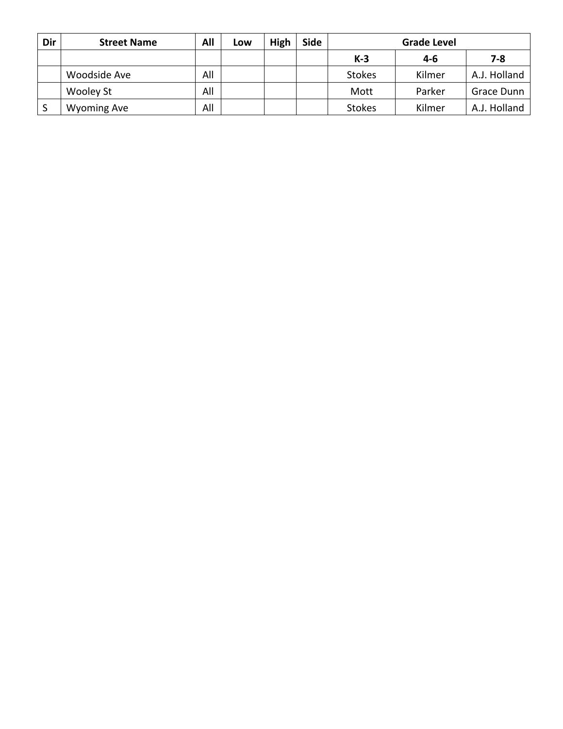| Dir | Street Name | All | Low | High | Side | Grade Level | | |
|---|---|---|---|---|---|---|---|---|
| | | | | | | K-3 | 4-6 | 7-8 |
| | Woodside Ave | All | | | | Stokes | Kilmer | A.J. Holland |
| | Wooley St | All | | | | Mott | Parker | Grace Dunn |
| S | Wyoming Ave | All | | | | Stokes | Kilmer | A.J. Holland |